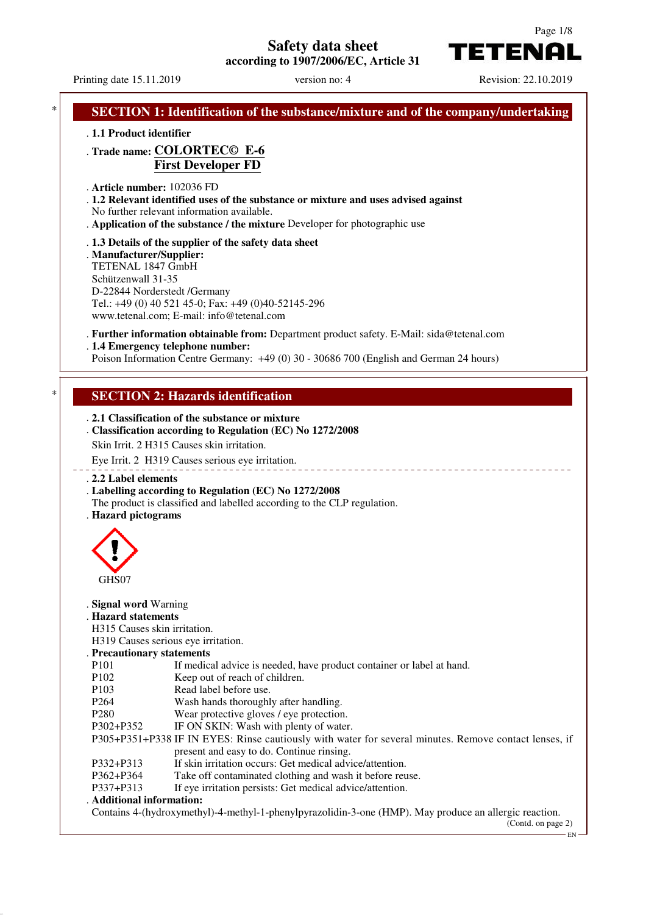# Safety data sheet

according to 1907/2006/EC, Article 31

Printing date 15.11.2019 version no: 4 Revision: 22.10.2019

## SECTION 1: Identification of the substance/mixture and of the company/undertaking

**· 1.1 Product identifier**

**· Trade name: COLORTEC© E-6**
**First Developer FD**

**· Article number:** 102036 FD

**· 1.2 Relevant identified uses of the substance or mixture and uses advised against**
No further relevant information available.

**· Application of the substance / the mixture** Developer for photographic use

**· 1.3 Details of the supplier of the safety data sheet**

**· Manufacturer/Supplier:**
TETENAL 1847 GmbH
Schützenwall 31-35
D-22844 Norderstedt /Germany
Tel.: +49 (0) 40 521 45-0; Fax: +49 (0)40-52145-296
www.tetenal.com; E-mail: info@tetenal.com

**· Further information obtainable from:** Department product safety. E-Mail: sida@tetenal.com

**· 1.4 Emergency telephone number:**
Poison Information Centre Germany: +49 (0) 30 - 30686 700 (English and German 24 hours)

## SECTION 2: Hazards identification

**· 2.1 Classification of the substance or mixture**

**· Classification according to Regulation (EC) No 1272/2008**

Skin Irrit. 2 H315 Causes skin irritation.

Eye Irrit. 2 H319 Causes serious eye irritation.

**· 2.2 Label elements**

**· Labelling according to Regulation (EC) No 1272/2008**
The product is classified and labelled according to the CLP regulation.

**· Hazard pictograms**

GHS07

**· Signal word** Warning

**· Hazard statements**
H315 Causes skin irritation.
H319 Causes serious eye irritation.

**· Precautionary statements**

| | |
|---|---|
| P101 | If medical advice is needed, have product container or label at hand. |
| P102 | Keep out of reach of children. |
| P103 | Read label before use. |
| P264 | Wash hands thoroughly after handling. |
| P280 | Wear protective gloves / eye protection. |
| P302+P352 | IF ON SKIN: Wash with plenty of water. |
| P305+P351+P338 | IF IN EYES: Rinse cautiously with water for several minutes. Remove contact lenses, if present and easy to do. Continue rinsing. |
| P332+P313 | If skin irritation occurs: Get medical advice/attention. |
| P362+P364 | Take off contaminated clothing and wash it before reuse. |
| P337+P313 | If eye irritation persists: Get medical advice/attention. |

**· Additional information:**
Contains 4-(hydroxymethyl)-4-methyl-1-phenylpyrazolidin-3-one (HMP). May produce an allergic reaction.

(Contd. on page 2)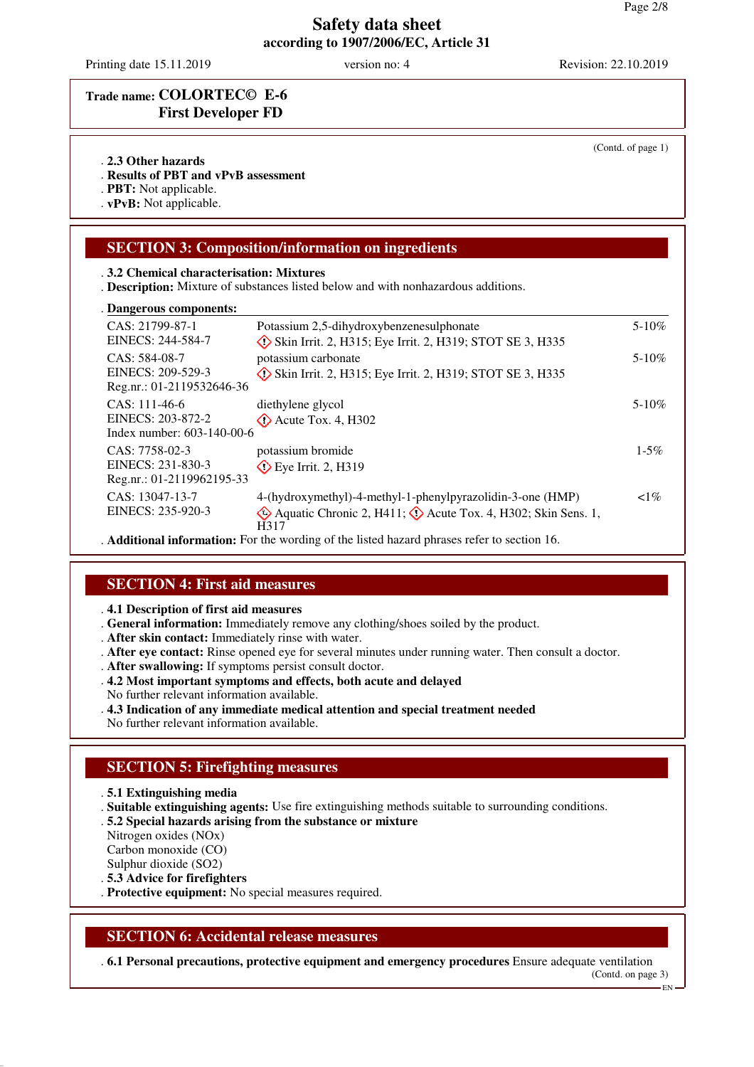Safety data sheet
according to 1907/2006/EC, Article 31

Printing date 15.11.2019 | version no: 4 | Revision: 22.10.2019

**Trade name: COLORTEC© E-6**
**First Developer FD**

(Contd. of page 1)

- **2.3 Other hazards**
- **Results of PBT and vPvB assessment**
- **PBT:** Not applicable.
- **vPvB:** Not applicable.

## SECTION 3: Composition/information on ingredients

- **3.2 Chemical characterisation: Mixtures**
- **Description:** Mixture of substances listed below and with nonhazardous additions.
- **Dangerous components:**

| | | |
|---|---|---|
| CAS: 21799-87-1<br>EINECS: 244-584-7 | Potassium 2,5-dihydroxybenzenesulphonate<br>Skin Irrit. 2, H315; Eye Irrit. 2, H319; STOT SE 3, H335 | 5-10% |
| CAS: 584-08-7<br>EINECS: 209-529-3<br>Reg.nr.: 01-2119532646-36 | potassium carbonate<br>Skin Irrit. 2, H315; Eye Irrit. 2, H319; STOT SE 3, H335 | 5-10% |
| CAS: 111-46-6<br>EINECS: 203-872-2<br>Index number: 603-140-00-6 | diethylene glycol<br>Acute Tox. 4, H302 | 5-10% |
| CAS: 7758-02-3<br>EINECS: 231-830-3<br>Reg.nr.: 01-2119962195-33 | potassium bromide<br>Eye Irrit. 2, H319 | 1-5% |
| CAS: 13047-13-7<br>EINECS: 235-920-3 | 4-(hydroxymethyl)-4-methyl-1-phenylpyrazolidin-3-one (HMP)<br>Aquatic Chronic 2, H411; Acute Tox. 4, H302; Skin Sens. 1, H317 | <1% |

- **Additional information:** For the wording of the listed hazard phrases refer to section 16.

## SECTION 4: First aid measures

- **4.1 Description of first aid measures**
- **General information:** Immediately remove any clothing/shoes soiled by the product.
- **After skin contact:** Immediately rinse with water.
- **After eye contact:** Rinse opened eye for several minutes under running water. Then consult a doctor.
- **After swallowing:** If symptoms persist consult doctor.
- **4.2 Most important symptoms and effects, both acute and delayed**
  No further relevant information available.
- **4.3 Indication of any immediate medical attention and special treatment needed**
  No further relevant information available.

## SECTION 5: Firefighting measures

- **5.1 Extinguishing media**
- **Suitable extinguishing agents:** Use fire extinguishing methods suitable to surrounding conditions.
- **5.2 Special hazards arising from the substance or mixture**
  Nitrogen oxides (NOx)
  Carbon monoxide (CO)
  Sulphur dioxide (SO2)
- **5.3 Advice for firefighters**
- **Protective equipment:** No special measures required.

## SECTION 6: Accidental release measures

- **6.1 Personal precautions, protective equipment and emergency procedures** Ensure adequate ventilation

(Contd. on page 3)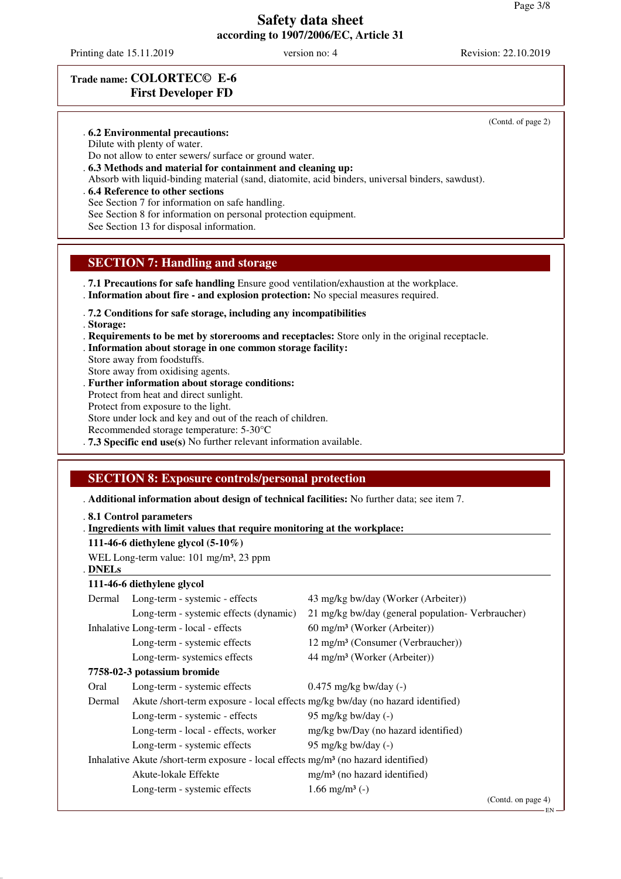Safety data sheet
according to 1907/2006/EC, Article 31

Printing date 15.11.2019 | version no: 4 | Revision: 22.10.2019

**Trade name: COLORTEC© E-6 First Developer FD**

(Contd. of page 2)

**6.2 Environmental precautions:**
Dilute with plenty of water.
Do not allow to enter sewers/ surface or ground water.

**6.3 Methods and material for containment and cleaning up:**
Absorb with liquid-binding material (sand, diatomite, acid binders, universal binders, sawdust).

**6.4 Reference to other sections**
See Section 7 for information on safe handling.
See Section 8 for information on personal protection equipment.
See Section 13 for disposal information.

## SECTION 7: Handling and storage

**7.1 Precautions for safe handling** Ensure good ventilation/exhaustion at the workplace.
**Information about fire - and explosion protection:** No special measures required.

**7.2 Conditions for safe storage, including any incompatibilities**
**Storage:**
**Requirements to be met by storerooms and receptacles:** Store only in the original receptacle.
**Information about storage in one common storage facility:**
Store away from foodstuffs.
Store away from oxidising agents.
**Further information about storage conditions:**
Protect from heat and direct sunlight.
Protect from exposure to the light.
Store under lock and key and out of the reach of children.
Recommended storage temperature: 5-30°C
**7.3 Specific end use(s)** No further relevant information available.

## SECTION 8: Exposure controls/personal protection

**Additional information about design of technical facilities:** No further data; see item 7.

**8.1 Control parameters**
**Ingredients with limit values that require monitoring at the workplace:**

**111-46-6 diethylene glycol (5-10%)**
WEL Long-term value: 101 mg/m³, 23 ppm

**DNELs**

**111-46-6 diethylene glycol**

| | | |
|---|---|---|
| Dermal | Long-term - systemic - effects | 43 mg/kg bw/day (Worker (Arbeiter)) |
| | Long-term - systemic effects (dynamic) | 21 mg/kg bw/day (general population- Verbraucher) |
| Inhalative | Long-term - local - effects | 60 mg/m³ (Worker (Arbeiter)) |
| | Long-term - systemic effects | 12 mg/m³ (Consumer (Verbraucher)) |
| | Long-term- systemics effects | 44 mg/m³ (Worker (Arbeiter)) |

**7758-02-3 potassium bromide**

| | | |
|---|---|---|
| Oral | Long-term - systemic effects | 0.475 mg/kg bw/day (-) |
| Dermal | Akute /short-term exposure - local effects | mg/kg bw/day (no hazard identified) |
| | Long-term - systemic - effects | 95 mg/kg bw/day (-) |
| | Long-term - local - effects, worker | mg/kg bw/Day (no hazard identified) |
| | Long-term - systemic effects | 95 mg/kg bw/day (-) |
| Inhalative | Akute /short-term exposure - local effects | mg/m³ (no hazard identified) |
| | Akute-lokale Effekte | mg/m³ (no hazard identified) |
| | Long-term - systemic effects | 1.66 mg/m³ (-) |

(Contd. on page 4)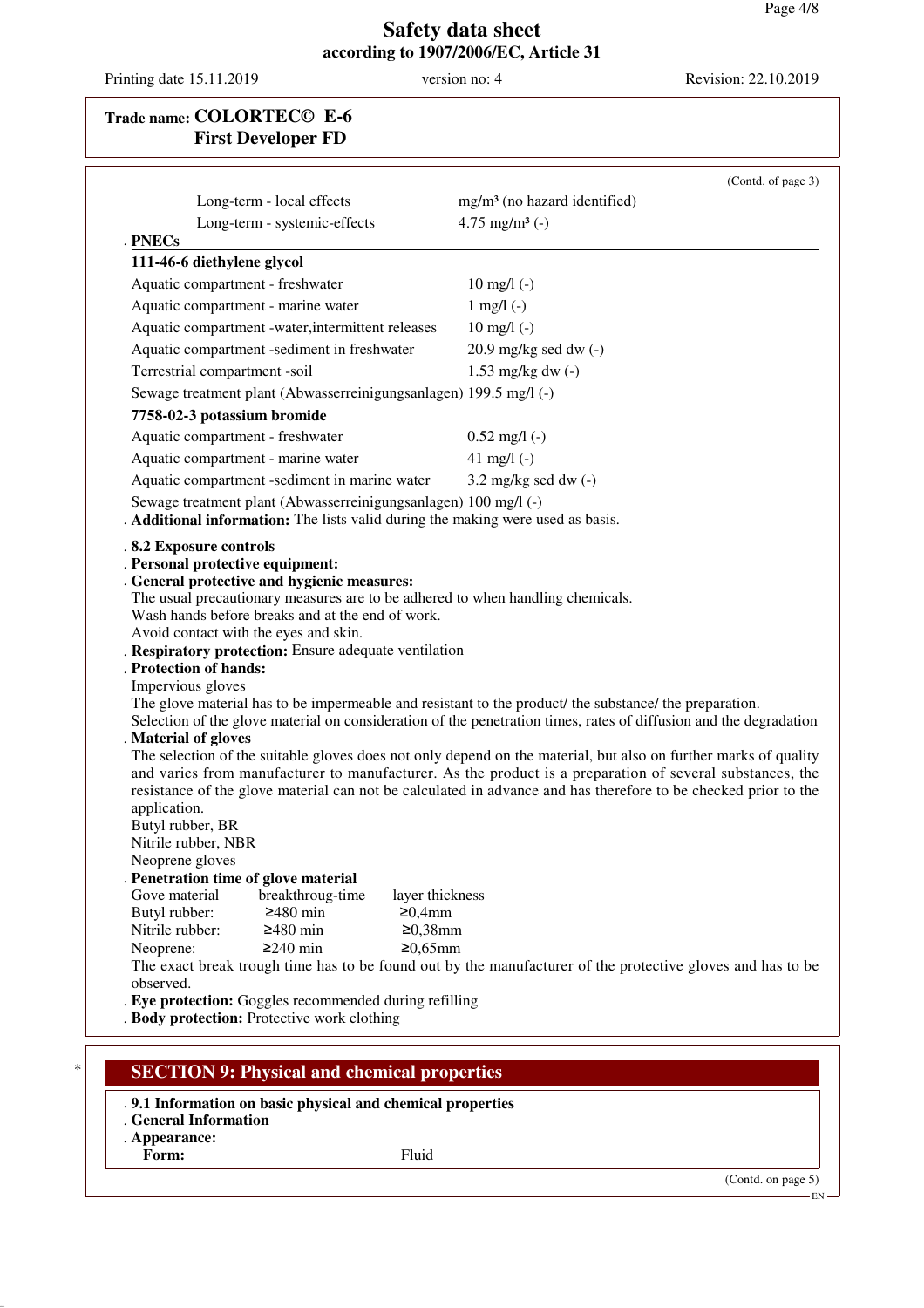**Trade name: COLORTEC© E-6 First Developer FD**

(Contd. of page 3)

| | |
|---|---|
| Long-term - local effects | mg/m³ (no hazard identified) |
| Long-term - systemic-effects | 4.75 mg/m³ (-) |

**. PNECs**

**111-46-6 diethylene glycol**

| | |
|---|---|
| Aquatic compartment - freshwater | 10 mg/l (-) |
| Aquatic compartment - marine water | 1 mg/l (-) |
| Aquatic compartment -water,intermittent releases | 10 mg/l (-) |
| Aquatic compartment -sediment in freshwater | 20.9 mg/kg sed dw (-) |
| Terrestrial compartment -soil | 1.53 mg/kg dw (-) |
| Sewage treatment plant (Abwasserreinigungsanlagen) | 199.5 mg/l (-) |

**7758-02-3 potassium bromide**

| | |
|---|---|
| Aquatic compartment - freshwater | 0.52 mg/l (-) |
| Aquatic compartment - marine water | 41 mg/l (-) |
| Aquatic compartment -sediment in marine water | 3.2 mg/kg sed dw (-) |
| Sewage treatment plant (Abwasserreinigungsanlagen) | 100 mg/l (-) |

**. Additional information:** The lists valid during the making were used as basis.

**. 8.2 Exposure controls**

**. Personal protective equipment:**

**. General protective and hygienic measures:**

The usual precautionary measures are to be adhered to when handling chemicals.
Wash hands before breaks and at the end of work.
Avoid contact with the eyes and skin.

**. Respiratory protection:** Ensure adequate ventilation

**. Protection of hands:**

Impervious gloves
The glove material has to be impermeable and resistant to the product/ the substance/ the preparation.
Selection of the glove material on consideration of the penetration times, rates of diffusion and the degradation

**. Material of gloves**

The selection of the suitable gloves does not only depend on the material, but also on further marks of quality and varies from manufacturer to manufacturer. As the product is a preparation of several substances, the resistance of the glove material can not be calculated in advance and has therefore to be checked prior to the application.
Butyl rubber, BR
Nitrile rubber, NBR
Neoprene gloves

**. Penetration time of glove material**

| Gove material | breakthroug-time | layer thickness |
|---|---|---|
| Butyl rubber: | ≥480 min | ≥0,4mm |
| Nitrile rubber: | ≥480 min | ≥0,38mm |
| Neoprene: | ≥240 min | ≥0,65mm |

The exact break trough time has to be found out by the manufacturer of the protective gloves and has to be observed.

**. Eye protection:** Goggles recommended during refilling

**. Body protection:** Protective work clothing

## SECTION 9: Physical and chemical properties

**. 9.1 Information on basic physical and chemical properties**

**. General Information**

**. Appearance:**

**Form:** Fluid

(Contd. on page 5)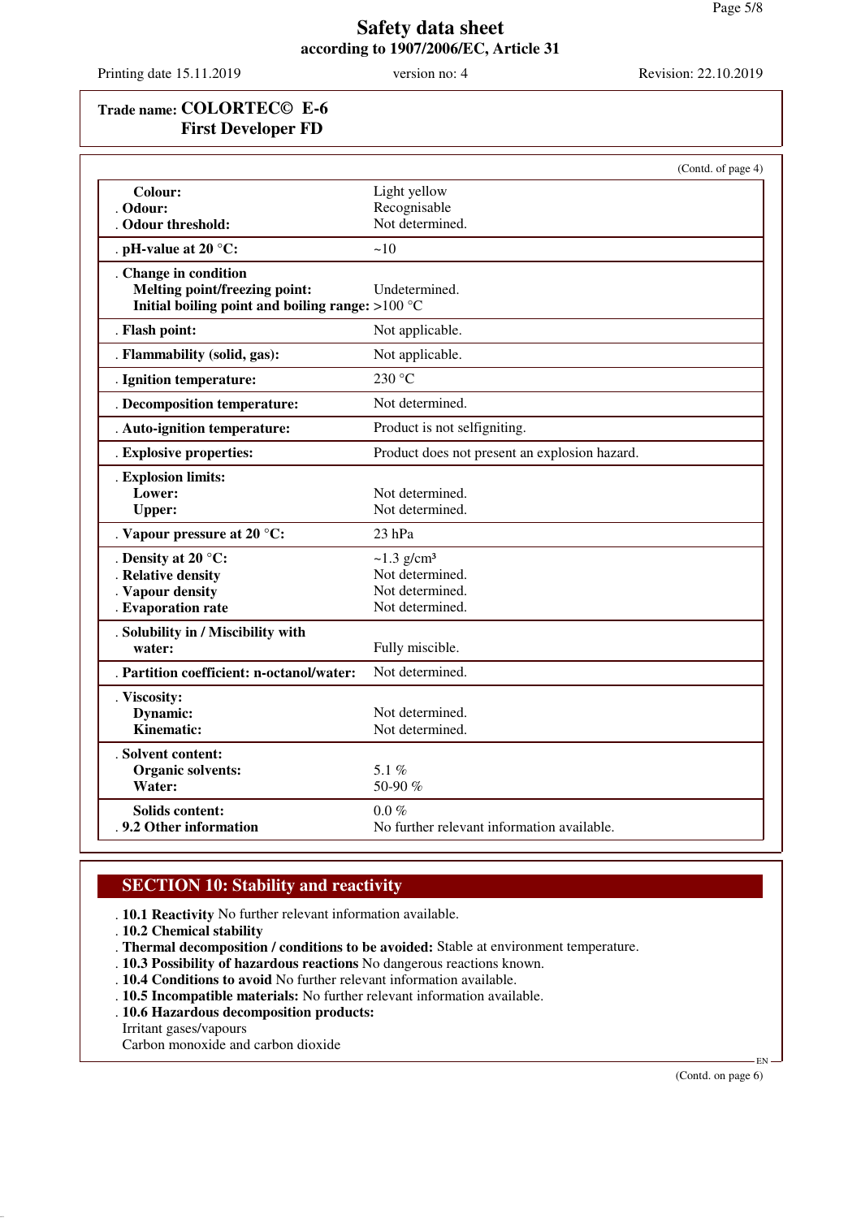**Safety data sheet**
**according to 1907/2006/EC, Article 31**

Printing date 15.11.2019 | version no: 4 | Revision: 22.10.2019

**Trade name: COLORTEC© E-6 First Developer FD**

(Contd. of page 4)

| Property | Value |
|---|---|
| **Colour:** | Light yellow |
| **. Odour:** | Recognisable |
| **. Odour threshold:** | Not determined. |
| **. pH-value at 20 °C:** | ~10 |
| **. Change in condition** | |
| **Melting point/freezing point:** | Undetermined. |
| **Initial boiling point and boiling range:** | >100 °C |
| **. Flash point:** | Not applicable. |
| **. Flammability (solid, gas):** | Not applicable. |
| **. Ignition temperature:** | 230 °C |
| **. Decomposition temperature:** | Not determined. |
| **. Auto-ignition temperature:** | Product is not selfigniting. |
| **. Explosive properties:** | Product does not present an explosion hazard. |
| **. Explosion limits:** | |
| **Lower:** | Not determined. |
| **Upper:** | Not determined. |
| **. Vapour pressure at 20 °C:** | 23 hPa |
| **. Density at 20 °C:** | ~1.3 g/cm³ |
| **. Relative density** | Not determined. |
| **. Vapour density** | Not determined. |
| **. Evaporation rate** | Not determined. |
| **. Solubility in / Miscibility with water:** | Fully miscible. |
| **. Partition coefficient: n-octanol/water:** | Not determined. |
| **. Viscosity:** | |
| **Dynamic:** | Not determined. |
| **Kinematic:** | Not determined. |
| **. Solvent content:** | |
| **Organic solvents:** | 5.1 % |
| **Water:** | 50-90 % |
| **Solids content:** | 0.0 % |
| **. 9.2 Other information** | No further relevant information available. |

## SECTION 10: Stability and reactivity

. **10.1 Reactivity** No further relevant information available.
. **10.2 Chemical stability**
. **Thermal decomposition / conditions to be avoided:** Stable at environment temperature.
. **10.3 Possibility of hazardous reactions** No dangerous reactions known.
. **10.4 Conditions to avoid** No further relevant information available.
. **10.5 Incompatible materials:** No further relevant information available.
. **10.6 Hazardous decomposition products:**
Irritant gases/vapours
Carbon monoxide and carbon dioxide

(Contd. on page 6)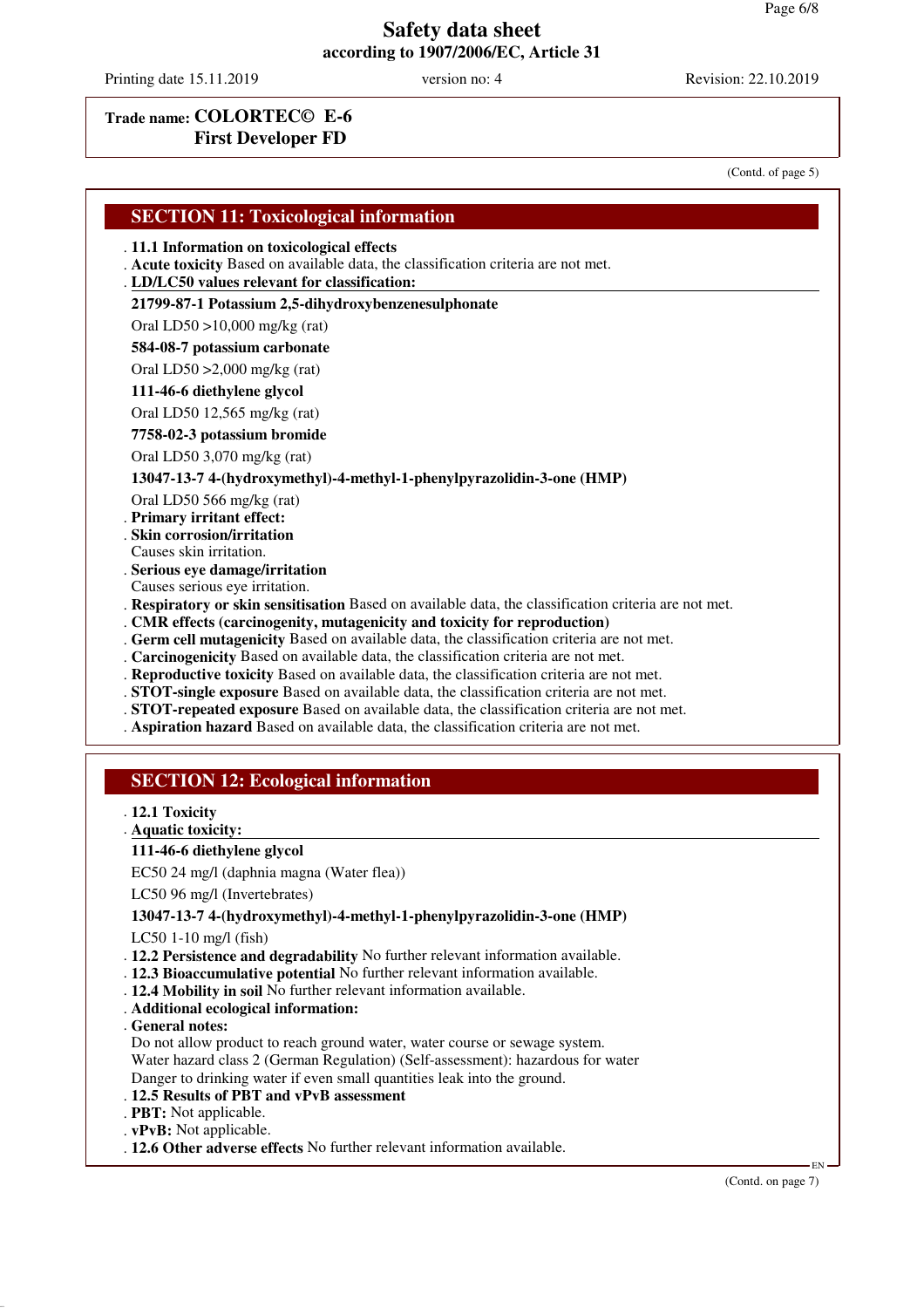**Safety data sheet**
**according to 1907/2006/EC, Article 31**

Printing date 15.11.2019 version no: 4 Revision: 22.10.2019

**Trade name: COLORTEC© E-6**
**First Developer FD**

(Contd. of page 5)

## SECTION 11: Toxicological information

- **11.1 Information on toxicological effects**
- **Acute toxicity** Based on available data, the classification criteria are not met.
- **LD/LC50 values relevant for classification:**

**21799-87-1 Potassium 2,5-dihydroxybenzenesulphonate**

Oral LD50 >10,000 mg/kg (rat)

**584-08-7 potassium carbonate**

Oral LD50 >2,000 mg/kg (rat)

**111-46-6 diethylene glycol**

Oral LD50 12,565 mg/kg (rat)

**7758-02-3 potassium bromide**

Oral LD50 3,070 mg/kg (rat)

**13047-13-7 4-(hydroxymethyl)-4-methyl-1-phenylpyrazolidin-3-one (HMP)**

Oral LD50 566 mg/kg (rat)

- **Primary irritant effect:**
- **Skin corrosion/irritation**
  Causes skin irritation.
- **Serious eye damage/irritation**
  Causes serious eye irritation.
- **Respiratory or skin sensitisation** Based on available data, the classification criteria are not met.
- **CMR effects (carcinogenity, mutagenicity and toxicity for reproduction)**
- **Germ cell mutagenicity** Based on available data, the classification criteria are not met.
- **Carcinogenicity** Based on available data, the classification criteria are not met.
- **Reproductive toxicity** Based on available data, the classification criteria are not met.
- **STOT-single exposure** Based on available data, the classification criteria are not met.
- **STOT-repeated exposure** Based on available data, the classification criteria are not met.
- **Aspiration hazard** Based on available data, the classification criteria are not met.

## SECTION 12: Ecological information

- **12.1 Toxicity**
- **Aquatic toxicity:**

**111-46-6 diethylene glycol**

EC50 24 mg/l (daphnia magna (Water flea))

LC50 96 mg/l (Invertebrates)

**13047-13-7 4-(hydroxymethyl)-4-methyl-1-phenylpyrazolidin-3-one (HMP)**

LC50 1-10 mg/l (fish)

- **12.2 Persistence and degradability** No further relevant information available.
- **12.3 Bioaccumulative potential** No further relevant information available.
- **12.4 Mobility in soil** No further relevant information available.
- **Additional ecological information:**
- **General notes:**
  Do not allow product to reach ground water, water course or sewage system.
  Water hazard class 2 (German Regulation) (Self-assessment): hazardous for water
  Danger to drinking water if even small quantities leak into the ground.
- **12.5 Results of PBT and vPvB assessment**
- **PBT:** Not applicable.
- **vPvB:** Not applicable.
- **12.6 Other adverse effects** No further relevant information available.

(Contd. on page 7)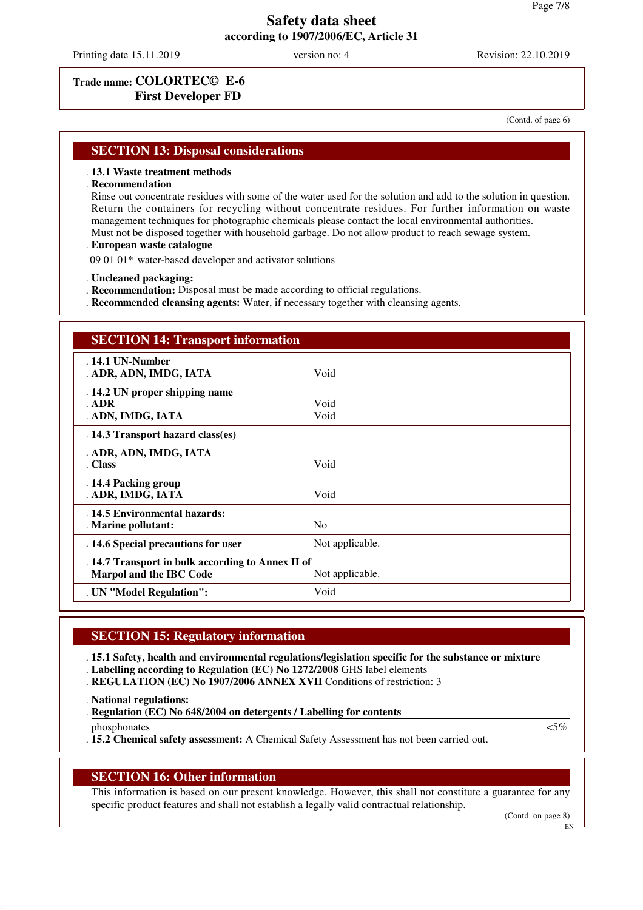**Trade name: COLORTEC© E-6**
**First Development FD**

(Contd. of page 6)

## SECTION 13: Disposal considerations

- **13.1 Waste treatment methods**
- **Recommendation**

Rinse out concentrate residues with some of the water used for the solution and add to the solution in question. Return the containers for recycling without concentrate residues. For further information on waste management techniques for photographic chemicals please contact the local environmental authorities.
Must not be disposed together with household garbage. Do not allow product to reach sewage system.

- **European waste catalogue**

09 01 01* water-based developer and activator solutions

- **Uncleaned packaging:**
- **Recommendation:** Disposal must be made according to official regulations.
- **Recommended cleansing agents:** Water, if necessary together with cleansing agents.

## SECTION 14: Transport information

| | |
|---|---|
| **14.1 UN-Number** | |
| **ADR, ADN, IMDG, IATA** | Void |
| **14.2 UN proper shipping name** | |
| **ADR** | Void |
| **ADN, IMDG, IATA** | Void |
| **14.3 Transport hazard class(es)** | |
| **ADR, ADN, IMDG, IATA** | |
| **Class** | Void |
| **14.4 Packing group** | |
| **ADR, IMDG, IATA** | Void |
| **14.5 Environmental hazards:** | |
| **Marine pollutant:** | No |
| **14.6 Special precautions for user** | Not applicable. |
| **14.7 Transport in bulk according to Annex II of Marpol and the IBC Code** | Not applicable. |
| **UN "Model Regulation":** | Void |

## SECTION 15: Regulatory information

- **15.1 Safety, health and environmental regulations/legislation specific for the substance or mixture**
- **Labelling according to Regulation (EC) No 1272/2008** GHS label elements
- **REGULATION (EC) No 1907/2006 ANNEX XVII** Conditions of restriction: 3
- **National regulations:**
- **Regulation (EC) No 648/2004 on detergents / Labelling for contents**

| | |
|---|---|
| phosphonates | <5% |

- **15.2 Chemical safety assessment:** A Chemical Safety Assessment has not been carried out.

## SECTION 16: Other information

This information is based on our present knowledge. However, this shall not constitute a guarantee for any specific product features and shall not establish a legally valid contractual relationship.

(Contd. on page 8)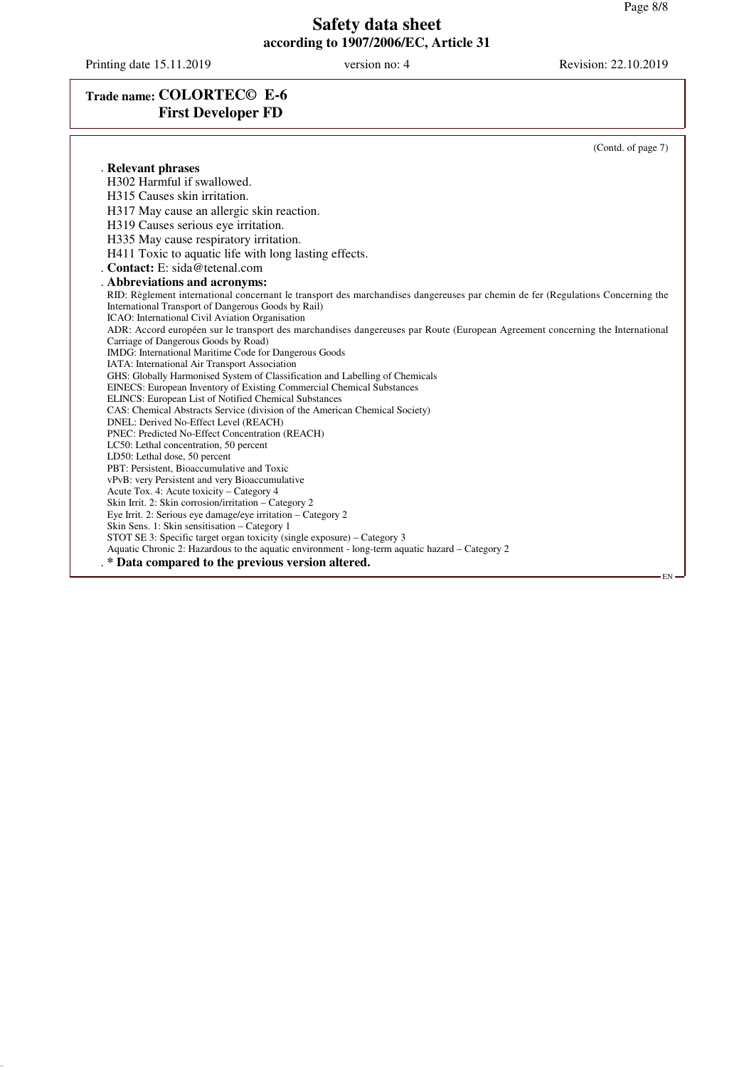# Safety data sheet

**according to 1907/2006/EC, Article 31**

Printing date 15.11.2019 | version no: 4 | Revision: 22.10.2019

**Trade name: COLORTEC© E-6 First Developer FD**

(Contd. of page 7)

**Relevant phrases**

H302 Harmful if swallowed.

H315 Causes skin irritation.

H317 May cause an allergic skin reaction.

H319 Causes serious eye irritation.

H335 May cause respiratory irritation.

H411 Toxic to aquatic life with long lasting effects.

**Contact:** E: sida@tetenal.com

**Abbreviations and acronyms:**

RID: Règlement international concernant le transport des marchandises dangereuses par chemin de fer (Regulations Concerning the International Transport of Dangerous Goods by Rail)
ICAO: International Civil Aviation Organisation
ADR: Accord européen sur le transport des marchandises dangereuses par Route (European Agreement concerning the International Carriage of Dangerous Goods by Road)
IMDG: International Maritime Code for Dangerous Goods
IATA: International Air Transport Association
GHS: Globally Harmonised System of Classification and Labelling of Chemicals
EINECS: European Inventory of Existing Commercial Chemical Substances
ELINCS: European List of Notified Chemical Substances
CAS: Chemical Abstracts Service (division of the American Chemical Society)
DNEL: Derived No-Effect Level (REACH)
PNEC: Predicted No-Effect Concentration (REACH)
LC50: Lethal concentration, 50 percent
LD50: Lethal dose, 50 percent
PBT: Persistent, Bioaccumulative and Toxic
vPvB: very Persistent and very Bioaccumulative
Acute Tox. 4: Acute toxicity – Category 4
Skin Irrit. 2: Skin corrosion/irritation – Category 2
Eye Irrit. 2: Serious eye damage/eye irritation – Category 2
Skin Sens. 1: Skin sensitisation – Category 1
STOT SE 3: Specific target organ toxicity (single exposure) – Category 3
Aquatic Chronic 2: Hazardous to the aquatic environment - long-term aquatic hazard – Category 2

**\* Data compared to the previous version altered.**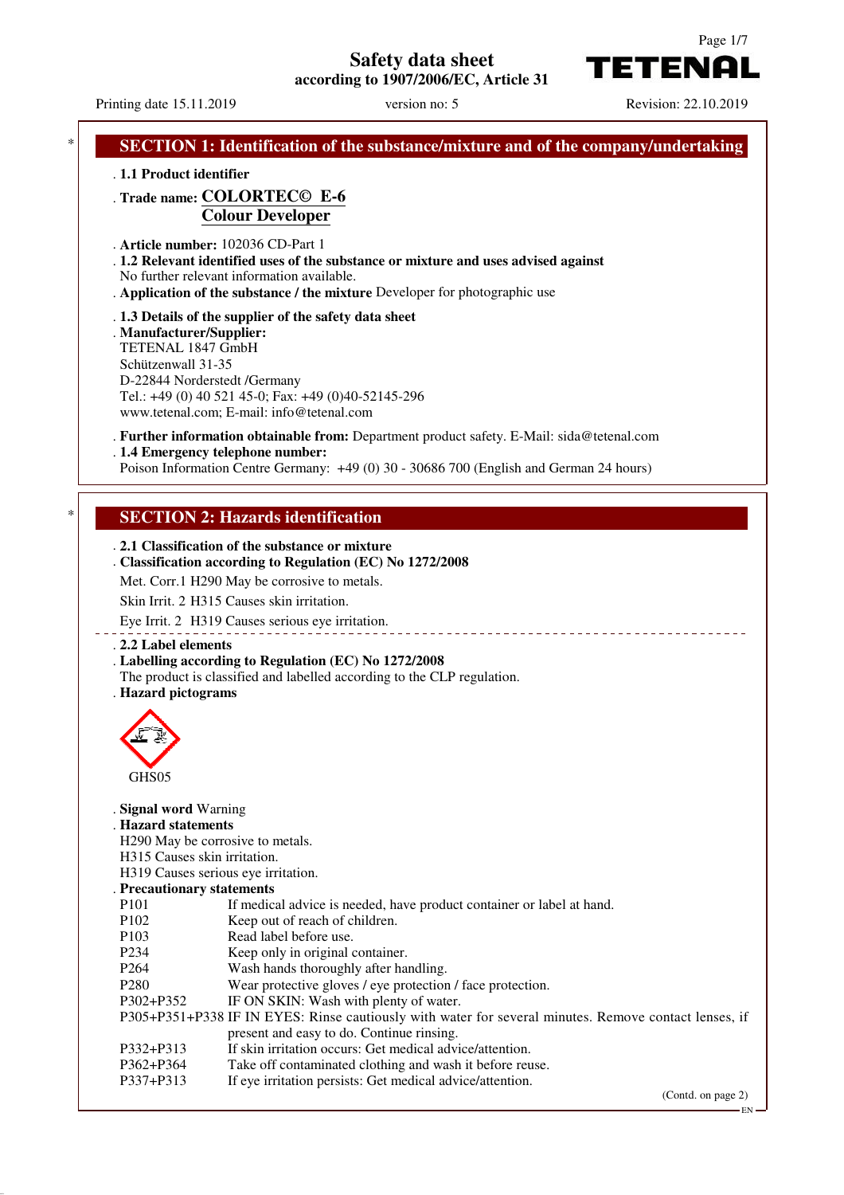# Safety data sheet
according to 1907/2006/EC, Article 31

Printing date 15.11.2019 version no: 5 Revision: 22.10.2019

## SECTION 1: Identification of the substance/mixture and of the company/undertaking

· **1.1 Product identifier**

· **Trade name: COLORTEC© E-6 Colour Developer**

· **Article number:** 102036 CD-Part 1

· **1.2 Relevant identified uses of the substance or mixture and uses advised against**
No further relevant information available.

· **Application of the substance / the mixture** Developer for photographic use

· **1.3 Details of the supplier of the safety data sheet**

· **Manufacturer/Supplier:**
TETENAL 1847 GmbH
Schützenwall 31-35
D-22844 Norderstedt /Germany
Tel.: +49 (0) 40 521 45-0; Fax: +49 (0)40-52145-296
www.tetenal.com; E-mail: info@tetenal.com

· **Further information obtainable from:** Department product safety. E-Mail: sida@tetenal.com

· **1.4 Emergency telephone number:**
Poison Information Centre Germany: +49 (0) 30 - 30686 700 (English and German 24 hours)

## SECTION 2: Hazards identification

· **2.1 Classification of the substance or mixture**

· **Classification according to Regulation (EC) No 1272/2008**

Met. Corr.1 H290 May be corrosive to metals.

Skin Irrit. 2 H315 Causes skin irritation.

Eye Irrit. 2 H319 Causes serious eye irritation.

· **2.2 Label elements**

· **Labelling according to Regulation (EC) No 1272/2008**
The product is classified and labelled according to the CLP regulation.

· **Hazard pictograms**

GHS05

· **Signal word** Warning

· **Hazard statements**
H290 May be corrosive to metals.
H315 Causes skin irritation.
H319 Causes serious eye irritation.

· **Precautionary statements**

| | |
|---|---|
| P101 | If medical advice is needed, have product container or label at hand. |
| P102 | Keep out of reach of children. |
| P103 | Read label before use. |
| P234 | Keep only in original container. |
| P264 | Wash hands thoroughly after handling. |
| P280 | Wear protective gloves / eye protection / face protection. |
| P302+P352 | IF ON SKIN: Wash with plenty of water. |
| P305+P351+P338 | IF IN EYES: Rinse cautiously with water for several minutes. Remove contact lenses, if present and easy to do. Continue rinsing. |
| P332+P313 | If skin irritation occurs: Get medical advice/attention. |
| P362+P364 | Take off contaminated clothing and wash it before reuse. |
| P337+P313 | If eye irritation persists: Get medical advice/attention. |

(Contd. on page 2)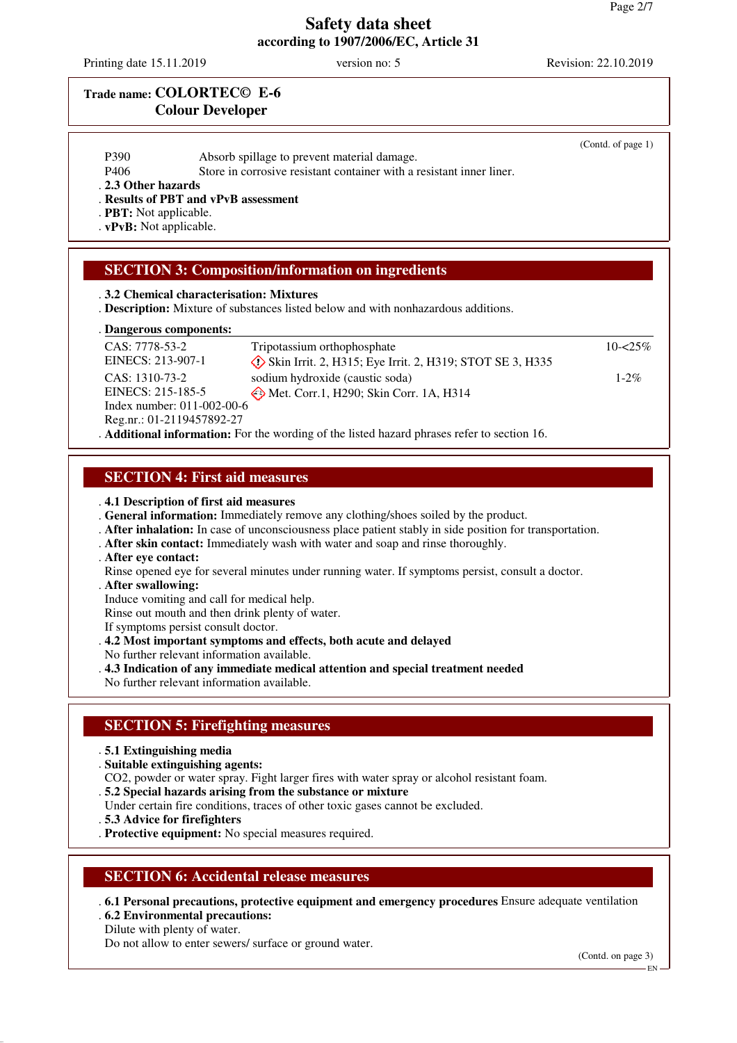**Trade name: COLORTEC© E-6 Colour Developer**

(Contd. of page 1)

P390 Absorb spillage to prevent material damage.
P406 Store in corrosive resistant container with a resistant inner liner.

· **2.3 Other hazards**
· **Results of PBT and vPvB assessment**
· **PBT:** Not applicable.
· **vPvB:** Not applicable.

## SECTION 3: Composition/information on ingredients

· **3.2 Chemical characterisation: Mixtures**
· **Description:** Mixture of substances listed below and with nonhazardous additions.

· **Dangerous components:**

| | | |
|---|---|---|
| CAS: 7778-53-2<br>EINECS: 213-907-1 | Tripotassium orthophosphate<br>Skin Irrit. 2, H315; Eye Irrit. 2, H319; STOT SE 3, H335 | 10-<25% |
| CAS: 1310-73-2<br>EINECS: 215-185-5<br>Index number: 011-002-00-6<br>Reg.nr.: 01-2119457892-27 | sodium hydroxide (caustic soda)<br>Met. Corr.1, H290; Skin Corr. 1A, H314 | 1-2% |

· **Additional information:** For the wording of the listed hazard phrases refer to section 16.

## SECTION 4: First aid measures

· **4.1 Description of first aid measures**
· **General information:** Immediately remove any clothing/shoes soiled by the product.
· **After inhalation:** In case of unconsciousness place patient stably in side position for transportation.
· **After skin contact:** Immediately wash with water and soap and rinse thoroughly.
· **After eye contact:**
Rinse opened eye for several minutes under running water. If symptoms persist, consult a doctor.
· **After swallowing:**
Induce vomiting and call for medical help.
Rinse out mouth and then drink plenty of water.
If symptoms persist consult doctor.
· **4.2 Most important symptoms and effects, both acute and delayed**
No further relevant information available.
· **4.3 Indication of any immediate medical attention and special treatment needed**
No further relevant information available.

## SECTION 5: Firefighting measures

· **5.1 Extinguishing media**
· **Suitable extinguishing agents:**
CO2, powder or water spray. Fight larger fires with water spray or alcohol resistant foam.
· **5.2 Special hazards arising from the substance or mixture**
Under certain fire conditions, traces of other toxic gases cannot be excluded.
· **5.3 Advice for firefighters**
· **Protective equipment:** No special measures required.

## SECTION 6: Accidental release measures

· **6.1 Personal precautions, protective equipment and emergency procedures** Ensure adequate ventilation
· **6.2 Environmental precautions:**
Dilute with plenty of water.
Do not allow to enter sewers/ surface or ground water.

(Contd. on page 3)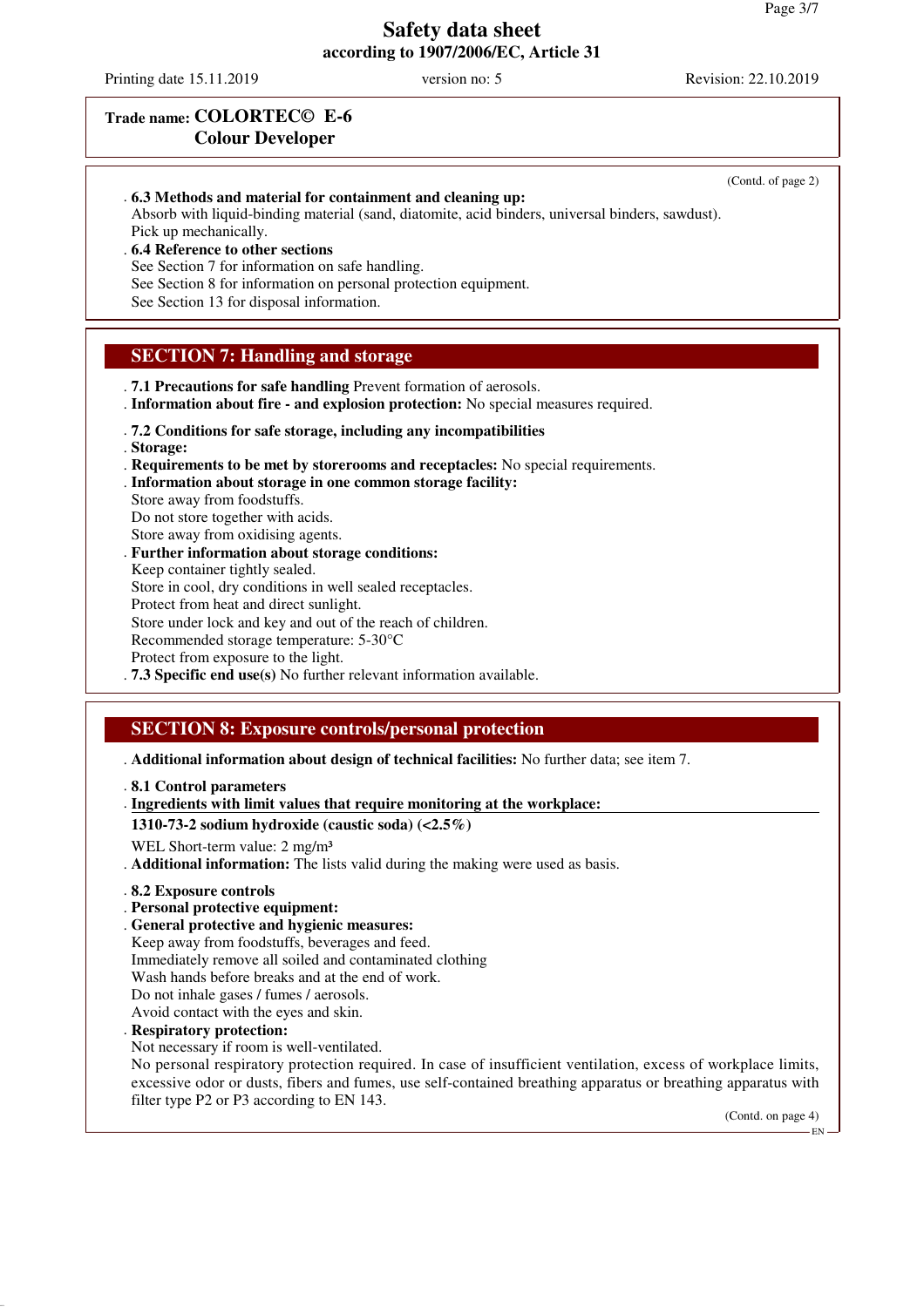**Trade name: COLORTEC© E-6**
**Colour Developer**

(Contd. of page 2)

· **6.3 Methods and material for containment and cleaning up:**
Absorb with liquid-binding material (sand, diatomite, acid binders, universal binders, sawdust).
Pick up mechanically.

· **6.4 Reference to other sections**
See Section 7 for information on safe handling.
See Section 8 for information on personal protection equipment.
See Section 13 for disposal information.

## SECTION 7: Handling and storage

· **7.1 Precautions for safe handling** Prevent formation of aerosols.
· **Information about fire - and explosion protection:** No special measures required.

· **7.2 Conditions for safe storage, including any incompatibilities**
· **Storage:**
· **Requirements to be met by storerooms and receptacles:** No special requirements.
· **Information about storage in one common storage facility:**
Store away from foodstuffs.
Do not store together with acids.
Store away from oxidising agents.
· **Further information about storage conditions:**
Keep container tightly sealed.
Store in cool, dry conditions in well sealed receptacles.
Protect from heat and direct sunlight.
Store under lock and key and out of the reach of children.
Recommended storage temperature: 5-30°C
Protect from exposure to the light.
· **7.3 Specific end use(s)** No further relevant information available.

## SECTION 8: Exposure controls/personal protection

· **Additional information about design of technical facilities:** No further data; see item 7.

· **8.1 Control parameters**
· **Ingredients with limit values that require monitoring at the workplace:**

**1310-73-2 sodium hydroxide (caustic soda) (<2.5%)**

WEL Short-term value: 2 mg/m³

· **Additional information:** The lists valid during the making were used as basis.

· **8.2 Exposure controls**
· **Personal protective equipment:**
· **General protective and hygienic measures:**
Keep away from foodstuffs, beverages and feed.
Immediately remove all soiled and contaminated clothing
Wash hands before breaks and at the end of work.
Do not inhale gases / fumes / aerosols.
Avoid contact with the eyes and skin.
· **Respiratory protection:**
Not necessary if room is well-ventilated.
No personal respiratory protection required. In case of insufficient ventilation, excess of workplace limits, excessive odor or dusts, fibers and fumes, use self-contained breathing apparatus or breathing apparatus with filter type P2 or P3 according to EN 143.

(Contd. on page 4)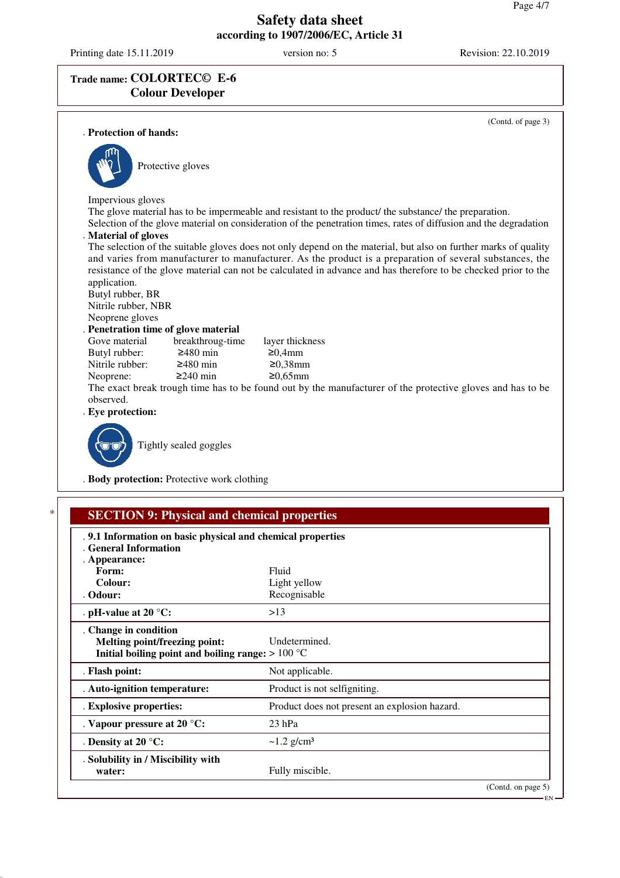Trade name: **COLORTEC© E-6**
**Colour Developer**

(Contd. of page 3)

**Protection of hands:**

Protective gloves

Impervious gloves
The glove material has to be impermeable and resistant to the product/ the substance/ the preparation.
Selection of the glove material on consideration of the penetration times, rates of diffusion and the degradation

**Material of gloves**
The selection of the suitable gloves does not only depend on the material, but also on further marks of quality and varies from manufacturer to manufacturer. As the product is a preparation of several substances, the resistance of the glove material can not be calculated in advance and has therefore to be checked prior to the application.
Butyl rubber, BR
Nitrile rubber, NBR
Neoprene gloves

**Penetration time of glove material**

| Gove material | breakthroug-time | layer thickness |
|---|---|---|
| Butyl rubber: | ≥480 min | ≥0,4mm |
| Nitrile rubber: | ≥480 min | ≥0,38mm |
| Neoprene: | ≥240 min | ≥0,65mm |

The exact break trough time has to be found out by the manufacturer of the protective gloves and has to be observed.

**Eye protection:**

Tightly sealed goggles

**Body protection:** Protective work clothing

## SECTION 9: Physical and chemical properties

| | |
|---|---|
| **9.1 Information on basic physical and chemical properties** | |
| **General Information** | |
| **Appearance:** | |
| **Form:** | Fluid |
| **Colour:** | Light yellow |
| **Odour:** | Recognisable |
| **pH-value at 20 °C:** | >13 |
| **Change in condition** | |
| **Melting point/freezing point:** | Undetermined. |
| **Initial boiling point and boiling range:** | > 100 °C |
| **Flash point:** | Not applicable. |
| **Auto-ignition temperature:** | Product is not selfigniting. |
| **Explosive properties:** | Product does not present an explosion hazard. |
| **Vapour pressure at 20 °C:** | 23 hPa |
| **Density at 20 °C:** | ~1.2 g/cm³ |
| **Solubility in / Miscibility with water:** | Fully miscible. |

(Contd. on page 5)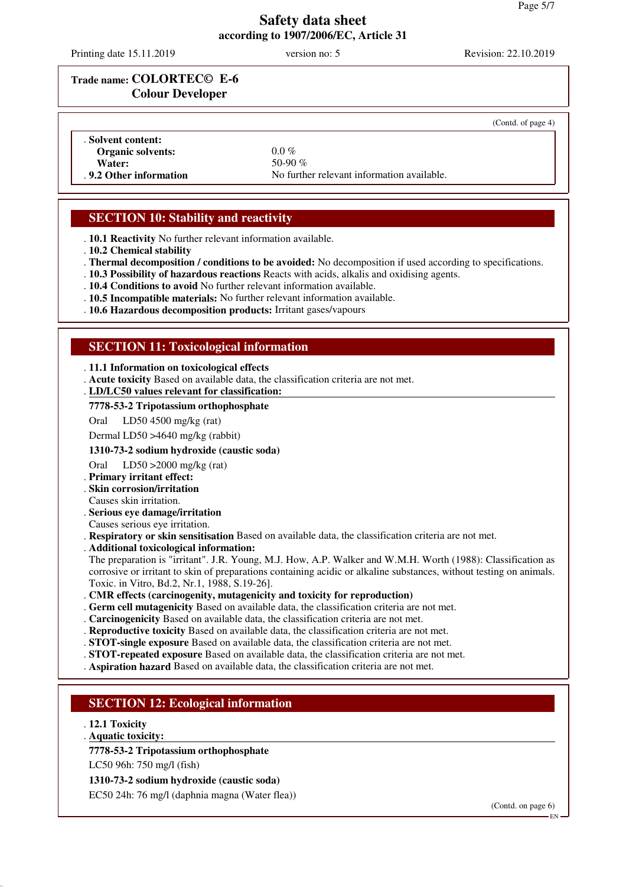**Trade name: COLORTEC© E-6**
**Colour Developer**

(Contd. of page 4)

| | |
|---|---|
| . **Solvent content:** | |
| **Organic solvents:** | 0.0 % |
| **Water:** | 50-90 % |
| . **9.2 Other information** | No further relevant information available. |

## SECTION 10: Stability and reactivity

. **10.1 Reactivity** No further relevant information available.
. **10.2 Chemical stability**
. **Thermal decomposition / conditions to be avoided:** No decomposition if used according to specifications.
. **10.3 Possibility of hazardous reactions** Reacts with acids, alkalis and oxidising agents.
. **10.4 Conditions to avoid** No further relevant information available.
. **10.5 Incompatible materials:** No further relevant information available.
. **10.6 Hazardous decomposition products:** Irritant gases/vapours

## SECTION 11: Toxicological information

. **11.1 Information on toxicological effects**
. **Acute toxicity** Based on available data, the classification criteria are not met.
. **LD/LC50 values relevant for classification:**

**7778-53-2 Tripotassium orthophosphate**

Oral LD50 4500 mg/kg (rat)

Dermal LD50 >4640 mg/kg (rabbit)

**1310-73-2 sodium hydroxide (caustic soda)**

Oral LD50 >2000 mg/kg (rat)

. **Primary irritant effect:**
. **Skin corrosion/irritation**
Causes skin irritation.
. **Serious eye damage/irritation**
Causes serious eye irritation.
. **Respiratory or skin sensitisation** Based on available data, the classification criteria are not met.
. **Additional toxicological information:**
The preparation is "irritant". J.R. Young, M.J. How, A.P. Walker and W.M.H. Worth (1988): Classification as corrosive or irritant to skin of preparations containing acidic or alkaline substances, without testing on animals. Toxic. in Vitro, Bd.2, Nr.1, 1988, S.19-26].
. **CMR effects (carcinogenity, mutagenicity and toxicity for reproduction)**
. **Germ cell mutagenicity** Based on available data, the classification criteria are not met.
. **Carcinogenicity** Based on available data, the classification criteria are not met.
. **Reproductive toxicity** Based on available data, the classification criteria are not met.
. **STOT-single exposure** Based on available data, the classification criteria are not met.
. **STOT-repeated exposure** Based on available data, the classification criteria are not met.
. **Aspiration hazard** Based on available data, the classification criteria are not met.

## SECTION 12: Ecological information

. **12.1 Toxicity**
. **Aquatic toxicity:**

**7778-53-2 Tripotassium orthophosphate**

LC50 96h: 750 mg/l (fish)

**1310-73-2 sodium hydroxide (caustic soda)**

EC50 24h: 76 mg/l (daphnia magna (Water flea))

(Contd. on page 6)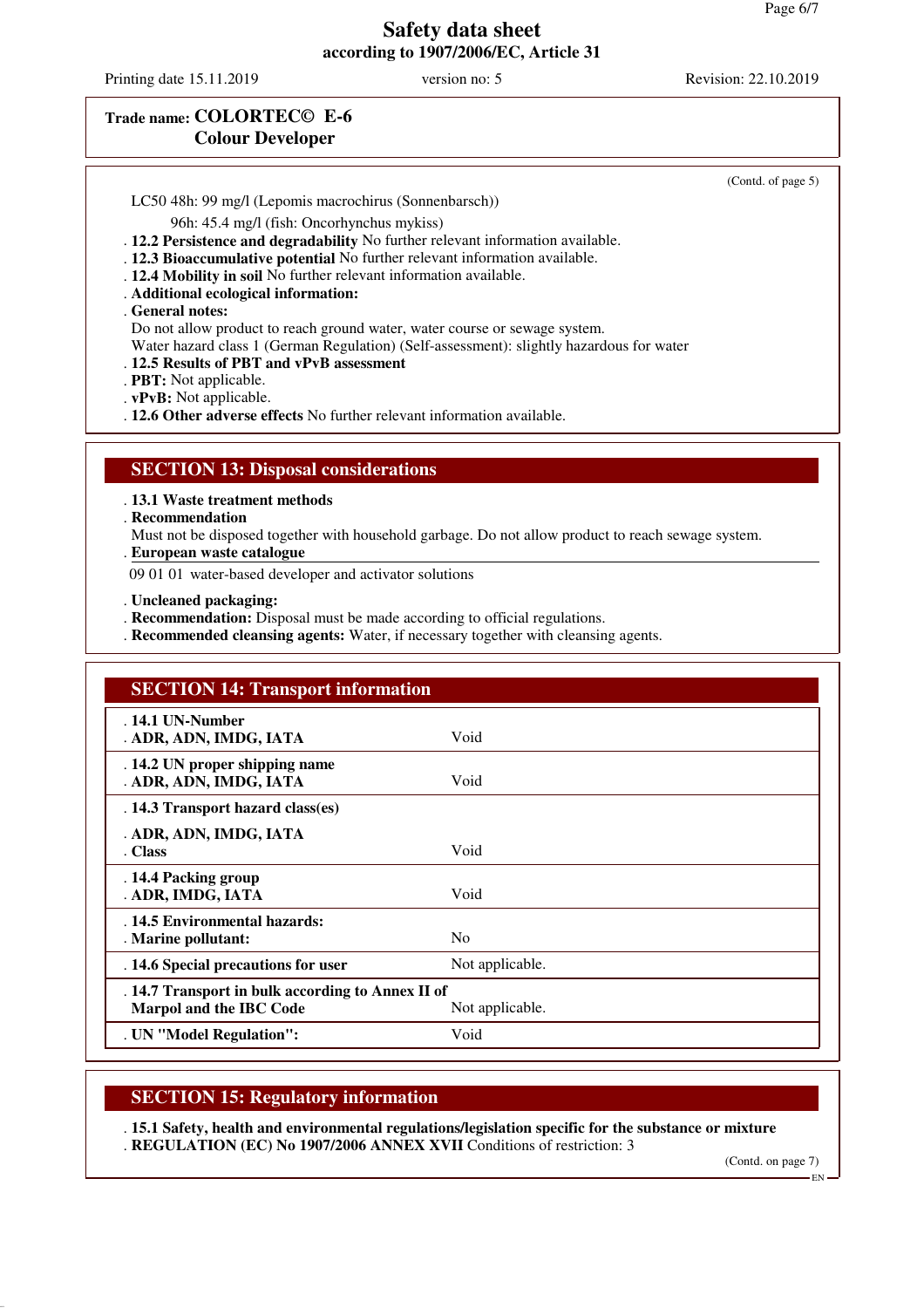**Trade name: COLORTEC© E-6**
**Colour Developer**

(Contd. of page 5)

LC50 48h: 99 mg/l (Lepomis macrochirus (Sonnenbarsch))
96h: 45.4 mg/l (fish: Oncorhynchus mykiss)

- **12.2 Persistence and degradability** No further relevant information available.
- **12.3 Bioaccumulative potential** No further relevant information available.
- **12.4 Mobility in soil** No further relevant information available.
- **Additional ecological information:**
- **General notes:**
  Do not allow product to reach ground water, water course or sewage system.
  Water hazard class 1 (German Regulation) (Self-assessment): slightly hazardous for water
- **12.5 Results of PBT and vPvB assessment**
- **PBT:** Not applicable.
- **vPvB:** Not applicable.
- **12.6 Other adverse effects** No further relevant information available.

## SECTION 13: Disposal considerations

- **13.1 Waste treatment methods**
- **Recommendation**
  Must not be disposed together with household garbage. Do not allow product to reach sewage system.
- **European waste catalogue**

09 01 01 water-based developer and activator solutions

- **Uncleaned packaging:**
- **Recommendation:** Disposal must be made according to official regulations.
- **Recommended cleansing agents:** Water, if necessary together with cleansing agents.

## SECTION 14: Transport information

| | |
|---|---|
| **14.1 UN-Number**<br>**ADR, ADN, IMDG, IATA** | Void |
| **14.2 UN proper shipping name**<br>**ADR, ADN, IMDG, IATA** | Void |
| **14.3 Transport hazard class(es)**<br>**ADR, ADN, IMDG, IATA**<br>**Class** | Void |
| **14.4 Packing group**<br>**ADR, IMDG, IATA** | Void |
| **14.5 Environmental hazards:**<br>**Marine pollutant:** | No |
| **14.6 Special precautions for user** | Not applicable. |
| **14.7 Transport in bulk according to Annex II of Marpol and the IBC Code** | Not applicable. |
| **UN "Model Regulation":** | Void |

## SECTION 15: Regulatory information

- **15.1 Safety, health and environmental regulations/legislation specific for the substance or mixture**
- **REGULATION (EC) No 1907/2006 ANNEX XVII** Conditions of restriction: 3

(Contd. on page 7)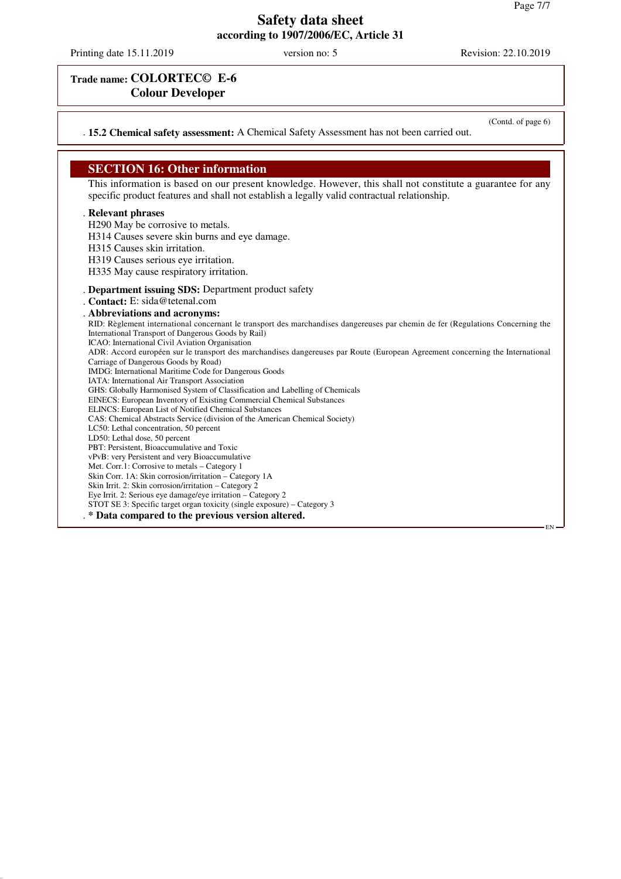# Safety data sheet
**according to 1907/2006/EC, Article 31**

Printing date 15.11.2019 version no: 5 Revision: 22.10.2019

**Trade name: COLORTEC© E-6 Colour Developer**

(Contd. of page 6)

· **15.2 Chemical safety assessment:** A Chemical Safety Assessment has not been carried out.

## SECTION 16: Other information

This information is based on our present knowledge. However, this shall not constitute a guarantee for any specific product features and shall not establish a legally valid contractual relationship.

· **Relevant phrases**
H290 May be corrosive to metals.
H314 Causes severe skin burns and eye damage.
H315 Causes skin irritation.
H319 Causes serious eye irritation.
H335 May cause respiratory irritation.

· **Department issuing SDS:** Department product safety
· **Contact:** E: sida@tetenal.com
· **Abbreviations and acronyms:**
RID: Règlement international concernant le transport des marchandises dangereuses par chemin de fer (Regulations Concerning the International Transport of Dangerous Goods by Rail)
ICAO: International Civil Aviation Organisation
ADR: Accord européen sur le transport des marchandises dangereuses par Route (European Agreement concerning the International Carriage of Dangerous Goods by Road)
IMDG: International Maritime Code for Dangerous Goods
IATA: International Air Transport Association
GHS: Globally Harmonised System of Classification and Labelling of Chemicals
EINECS: European Inventory of Existing Commercial Chemical Substances
ELINCS: European List of Notified Chemical Substances
CAS: Chemical Abstracts Service (division of the American Chemical Society)
LC50: Lethal concentration, 50 percent
LD50: Lethal dose, 50 percent
PBT: Persistent, Bioaccumulative and Toxic
vPvB: very Persistent and very Bioaccumulative
Met. Corr.1: Corrosive to metals – Category 1
Skin Corr. 1A: Skin corrosion/irritation – Category 1A
Skin Irrit. 2: Skin corrosion/irritation – Category 2
Eye Irrit. 2: Serious eye damage/eye irritation – Category 2
STOT SE 3: Specific target organ toxicity (single exposure) – Category 3

· **\* Data compared to the previous version altered.**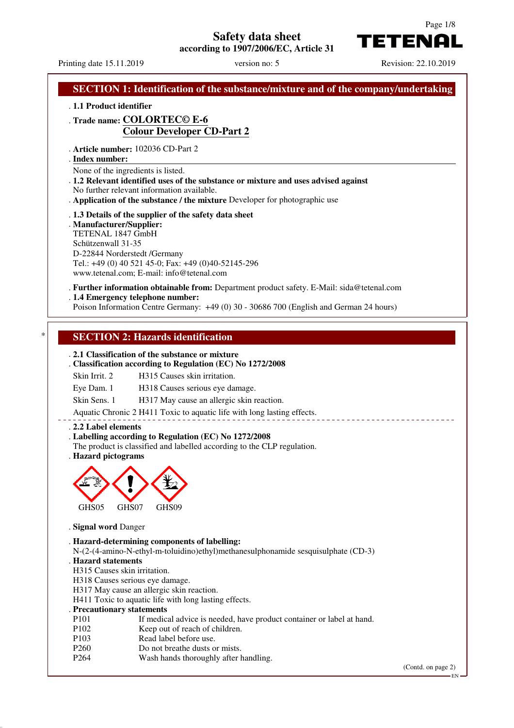# Safety data sheet

**according to 1907/2006/EC, Article 31**

**TETENAL**

Printing date 15.11.2019 | version no: 5 | Revision: 22.10.2019

## SECTION 1: Identification of the substance/mixture and of the company/undertaking

- **1.1 Product identifier**
- **Trade name: COLORTEC© E-6 Colour Developer CD-Part 2**
- **Article number:** 102036 CD-Part 2
- **Index number:**

None of the ingredients is listed.

- **1.2 Relevant identified uses of the substance or mixture and uses advised against**

No further relevant information available.

- **Application of the substance / the mixture** Developer for photographic use
- **1.3 Details of the supplier of the safety data sheet**
- **Manufacturer/Supplier:**

TETENAL 1847 GmbH
Schützenwall 31-35
D-22844 Norderstedt /Germany
Tel.: +49 (0) 40 521 45-0; Fax: +49 (0)40-52145-296
www.tetenal.com; E-mail: info@tetenal.com

- **Further information obtainable from:** Department product safety. E-Mail: sida@tetenal.com
- **1.4 Emergency telephone number:**

Poison Information Centre Germany: +49 (0) 30 - 30686 700 (English and German 24 hours)

## SECTION 2: Hazards identification

- **2.1 Classification of the substance or mixture**
- **Classification according to Regulation (EC) No 1272/2008**

| | |
|---|---|
| Skin Irrit. 2 | H315 Causes skin irritation. |
| Eye Dam. 1 | H318 Causes serious eye damage. |
| Skin Sens. 1 | H317 May cause an allergic skin reaction. |
| Aquatic Chronic 2 | H411 Toxic to aquatic life with long lasting effects. |

- **2.2 Label elements**
- **Labelling according to Regulation (EC) No 1272/2008**

The product is classified and labelled according to the CLP regulation.

- **Hazard pictograms**

GHS05 GHS07 GHS09

- **Signal word** Danger
- **Hazard-determining components of labelling:**

N-(2-(4-amino-N-ethyl-m-toluidino)ethyl)methanesulphonamide sesquisulphate (CD-3)

- **Hazard statements**

H315 Causes skin irritation.
H318 Causes serious eye damage.
H317 May cause an allergic skin reaction.
H411 Toxic to aquatic life with long lasting effects.

- **Precautionary statements**

| | |
|---|---|
| P101 | If medical advice is needed, have product container or label at hand. |
| P102 | Keep out of reach of children. |
| P103 | Read label before use. |
| P260 | Do not breathe dusts or mists. |
| P264 | Wash hands thoroughly after handling. |

(Contd. on page 2)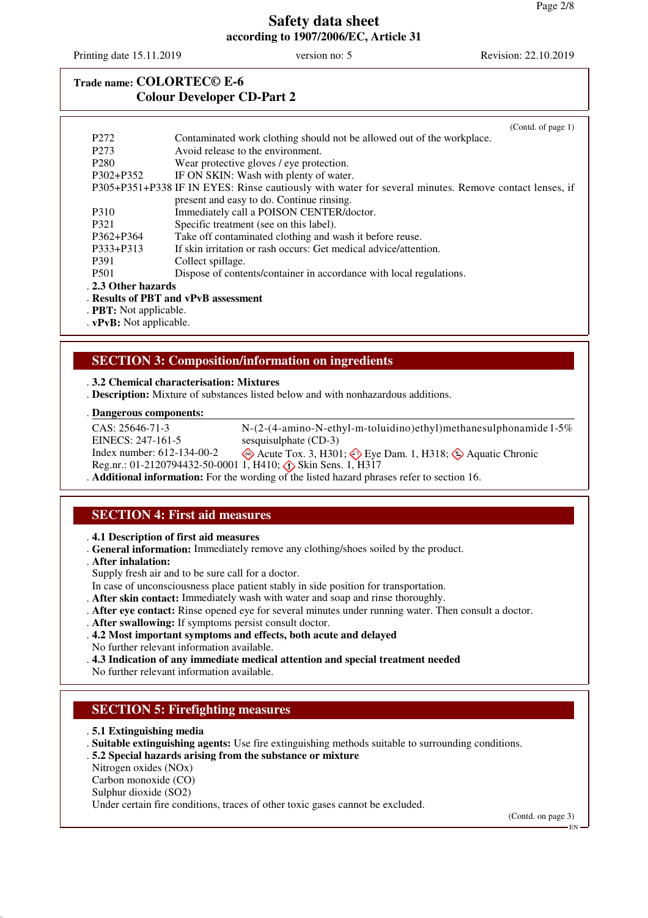**Trade name: COLORTEC© E-6**
**Colour Developer CD-Part 2**

(Contd. of page 1)

| | |
|---|---|
| P272 | Contaminated work clothing should not be allowed out of the workplace. |
| P273 | Avoid release to the environment. |
| P280 | Wear protective gloves / eye protection. |
| P302+P352 | IF ON SKIN: Wash with plenty of water. |
| P305+P351+P338 | IF IN EYES: Rinse cautiously with water for several minutes. Remove contact lenses, if present and easy to do. Continue rinsing. |
| P310 | Immediately call a POISON CENTER/doctor. |
| P321 | Specific treatment (see on this label). |
| P362+P364 | Take off contaminated clothing and wash it before reuse. |
| P333+P313 | If skin irritation or rash occurs: Get medical advice/attention. |
| P391 | Collect spillage. |
| P501 | Dispose of contents/container in accordance with local regulations. |

· **2.3 Other hazards**
· **Results of PBT and vPvB assessment**
· **PBT:** Not applicable.
· **vPvB:** Not applicable.

## SECTION 3: Composition/information on ingredients

· **3.2 Chemical characterisation: Mixtures**
· **Description:** Mixture of substances listed below and with nonhazardous additions.

· **Dangerous components:**

| | | |
|---|---|---|
| CAS: 25646-71-3<br>EINECS: 247-161-5<br>Index number: 612-134-00-2<br>Reg.nr.: 01-2120794432-50-0001 | N-(2-(4-amino-N-ethyl-m-toluidino)ethyl)methanesulphonamide sesquisulphate (CD-3)<br>Acute Tox. 3, H301; Eye Dam. 1, H318; Aquatic Chronic 1, H410; Skin Sens. 1, H317 | 1-5% |

· **Additional information:** For the wording of the listed hazard phrases refer to section 16.

## SECTION 4: First aid measures

· **4.1 Description of first aid measures**
· **General information:** Immediately remove any clothing/shoes soiled by the product.
· **After inhalation:**
Supply fresh air and to be sure call for a doctor.
In case of unconsciousness place patient stably in side position for transportation.
· **After skin contact:** Immediately wash with water and soap and rinse thoroughly.
· **After eye contact:** Rinse opened eye for several minutes under running water. Then consult a doctor.
· **After swallowing:** If symptoms persist consult doctor.
· **4.2 Most important symptoms and effects, both acute and delayed**
No further relevant information available.
· **4.3 Indication of any immediate medical attention and special treatment needed**
No further relevant information available.

## SECTION 5: Firefighting measures

· **5.1 Extinguishing media**
· **Suitable extinguishing agents:** Use fire extinguishing methods suitable to surrounding conditions.
· **5.2 Special hazards arising from the substance or mixture**
Nitrogen oxides (NOx)
Carbon monoxide (CO)
Sulphur dioxide ($SO_2$)
Under certain fire conditions, traces of other toxic gases cannot be excluded.

(Contd. on page 3)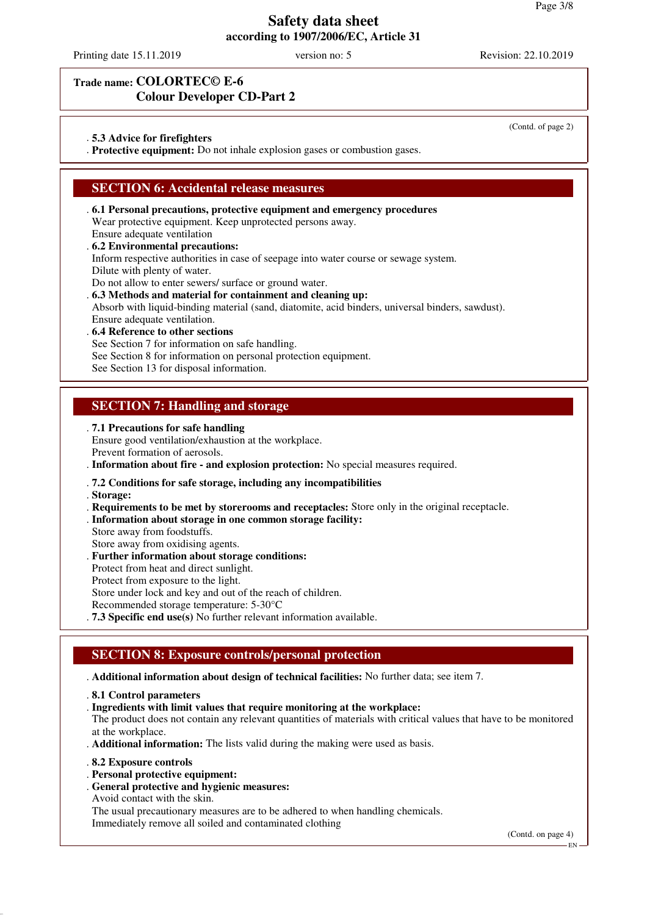# Safety data sheet
## according to 1907/2006/EC, Article 31

Printing date 15.11.2019 version no: 5 Revision: 22.10.2019

**Trade name: COLORTEC© E-6**
**Colour Developer CD-Part 2**

(Contd. of page 2)

. **5.3 Advice for firefighters**
. **Protective equipment:** Do not inhale explosion gases or combustion gases.

## SECTION 6: Accidental release measures

. **6.1 Personal precautions, protective equipment and emergency procedures**
Wear protective equipment. Keep unprotected persons away.
Ensure adequate ventilation
. **6.2 Environmental precautions:**
Inform respective authorities in case of seepage into water course or sewage system.
Dilute with plenty of water.
Do not allow to enter sewers/ surface or ground water.
. **6.3 Methods and material for containment and cleaning up:**
Absorb with liquid-binding material (sand, diatomite, acid binders, universal binders, sawdust).
Ensure adequate ventilation.
. **6.4 Reference to other sections**
See Section 7 for information on safe handling.
See Section 8 for information on personal protection equipment.
See Section 13 for disposal information.

## SECTION 7: Handling and storage

. **7.1 Precautions for safe handling**
Ensure good ventilation/exhaustion at the workplace.
Prevent formation of aerosols.
. **Information about fire - and explosion protection:** No special measures required.

. **7.2 Conditions for safe storage, including any incompatibilities**
. **Storage:**
. **Requirements to be met by storerooms and receptacles:** Store only in the original receptacle.
. **Information about storage in one common storage facility:**
Store away from foodstuffs.
Store away from oxidising agents.
. **Further information about storage conditions:**
Protect from heat and direct sunlight.
Protect from exposure to the light.
Store under lock and key and out of the reach of children.
Recommended storage temperature: 5-30°C
. **7.3 Specific end use(s)** No further relevant information available.

## SECTION 8: Exposure controls/personal protection

. **Additional information about design of technical facilities:** No further data; see item 7.

. **8.1 Control parameters**
. **Ingredients with limit values that require monitoring at the workplace:**
The product does not contain any relevant quantities of materials with critical values that have to be monitored at the workplace.
. **Additional information:** The lists valid during the making were used as basis.

. **8.2 Exposure controls**
. **Personal protective equipment:**
. **General protective and hygienic measures:**
Avoid contact with the skin.
The usual precautionary measures are to be adhered to when handling chemicals.
Immediately remove all soiled and contaminated clothing

(Contd. on page 4)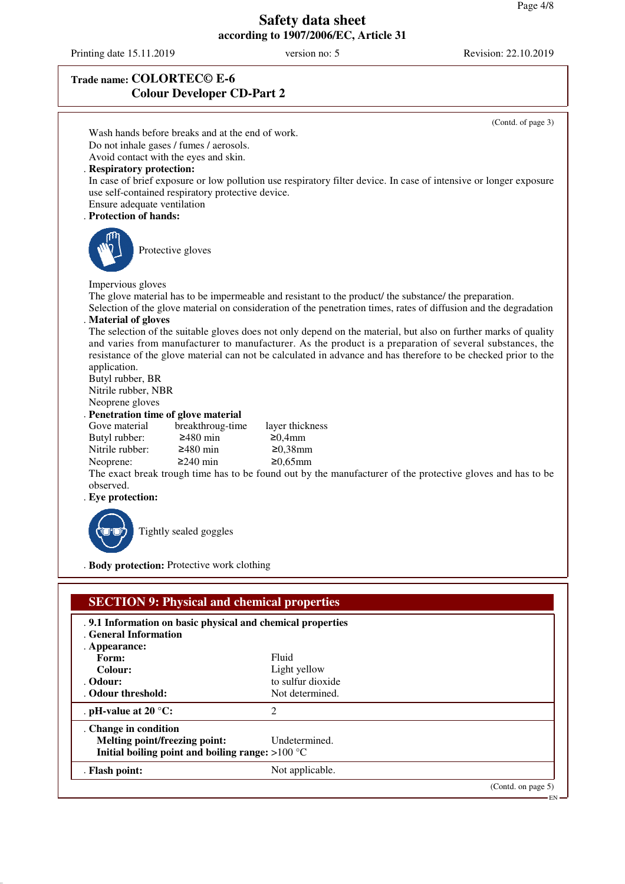**Trade name: COLORTEC© E-6**
**Colour Developer CD-Part 2**

(Contd. of page 3)

Wash hands before breaks and at the end of work.
Do not inhale gases / fumes / aerosols.
Avoid contact with the eyes and skin.

· **Respiratory protection:**
In case of brief exposure or low pollution use respiratory filter device. In case of intensive or longer exposure use self-contained respiratory protective device.
Ensure adequate ventilation

· **Protection of hands:**

Protective gloves

Impervious gloves
The glove material has to be impermeable and resistant to the product/ the substance/ the preparation.
Selection of the glove material on consideration of the penetration times, rates of diffusion and the degradation

· **Material of gloves**
The selection of the suitable gloves does not only depend on the material, but also on further marks of quality and varies from manufacturer to manufacturer. As the product is a preparation of several substances, the resistance of the glove material can not be calculated in advance and has therefore to be checked prior to the application.
Butyl rubber, BR
Nitrile rubber, NBR
Neoprene gloves

· **Penetration time of glove material**

| Gove material | breakthroug-time | layer thickness |
|---|---|---|
| Butyl rubber: | ≥480 min | ≥0,4mm |
| Nitrile rubber: | ≥480 min | ≥0,38mm |
| Neoprene: | ≥240 min | ≥0,65mm |

The exact break trough time has to be found out by the manufacturer of the protective gloves and has to be observed.

· **Eye protection:**

Tightly sealed goggles

· **Body protection:** Protective work clothing

## SECTION 9: Physical and chemical properties

· **9.1 Information on basic physical and chemical properties**
· **General Information**
· **Appearance:**

| | |
|---|---|
| **Form:** | Fluid |
| **Colour:** | Light yellow |
| · **Odour:** | to sulfur dioxide |
| · **Odour threshold:** | Not determined. |
| · **pH-value at 20 °C:** | 2 |
| · **Change in condition** | |
| **Melting point/freezing point:** | Undetermined. |
| **Initial boiling point and boiling range:** | >100 °C |
| · **Flash point:** | Not applicable. |

(Contd. on page 5)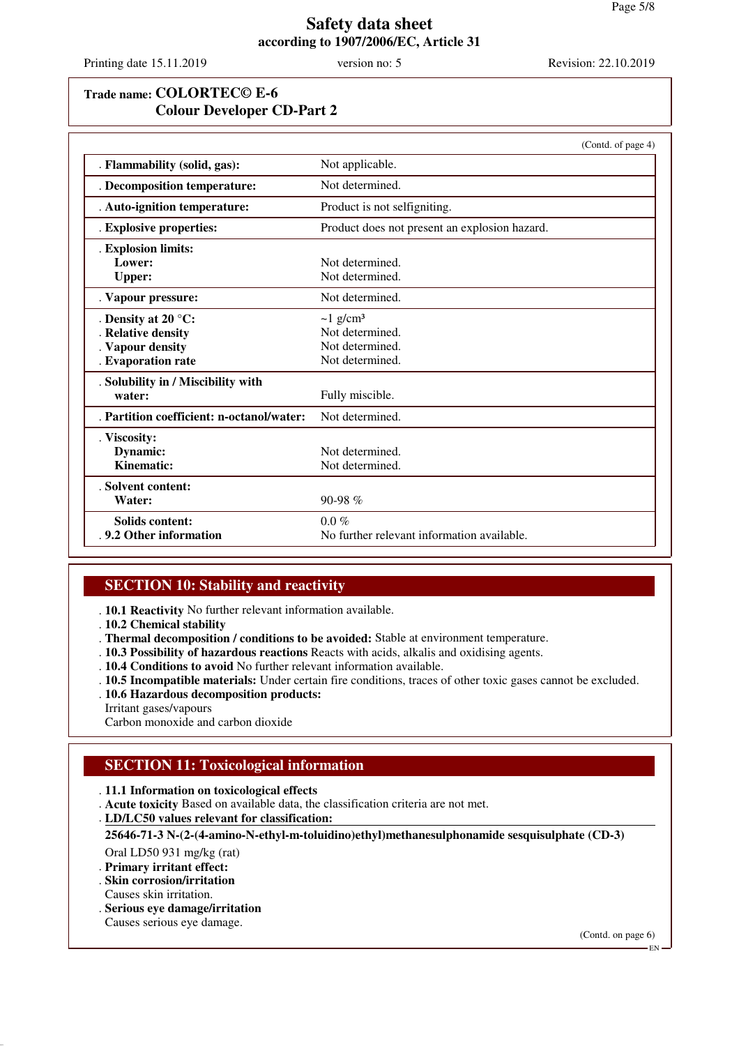**Trade name: COLORTEC© E-6**
**Colour Developer CD-Part 2**

(Contd. of page 4)

| Property | Value |
|---|---|
| **Flammability (solid, gas):** | Not applicable. |
| **Decomposition temperature:** | Not determined. |
| **Auto-ignition temperature:** | Product is not selfigniting. |
| **Explosive properties:** | Product does not present an explosion hazard. |
| **Explosion limits:** | |
| **Lower:** | Not determined. |
| **Upper:** | Not determined. |
| **Vapour pressure:** | Not determined. |
| **Density at 20 °C:** | ~1 g/cm³ |
| **Relative density** | Not determined. |
| **Vapour density** | Not determined. |
| **Evaporation rate** | Not determined. |
| **Solubility in / Miscibility with water:** | Fully miscible. |
| **Partition coefficient: n-octanol/water:** | Not determined. |
| **Viscosity:** | |
| **Dynamic:** | Not determined. |
| **Kinematic:** | Not determined. |
| **Solvent content:** | |
| **Water:** | 90-98 % |
| **Solids content:** | 0.0 % |
| **9.2 Other information** | No further relevant information available. |

## SECTION 10: Stability and reactivity

- **10.1 Reactivity** No further relevant information available.
- **10.2 Chemical stability**
- **Thermal decomposition / conditions to be avoided:** Stable at environment temperature.
- **10.3 Possibility of hazardous reactions** Reacts with acids, alkalis and oxidising agents.
- **10.4 Conditions to avoid** No further relevant information available.
- **10.5 Incompatible materials:** Under certain fire conditions, traces of other toxic gases cannot be excluded.
- **10.6 Hazardous decomposition products:**

  Irritant gases/vapours

  Carbon monoxide and carbon dioxide

## SECTION 11: Toxicological information

- **11.1 Information on toxicological effects**
- **Acute toxicity** Based on available data, the classification criteria are not met.
- **LD/LC50 values relevant for classification:**

**25646-71-3 N-(2-(4-amino-N-ethyl-m-toluidino)ethyl)methanesulphonamide sesquisulphate (CD-3)**

Oral LD50 931 mg/kg (rat)

- **Primary irritant effect:**
- **Skin corrosion/irritation**

  Causes skin irritation.
- **Serious eye damage/irritation**

  Causes serious eye damage.

(Contd. on page 6)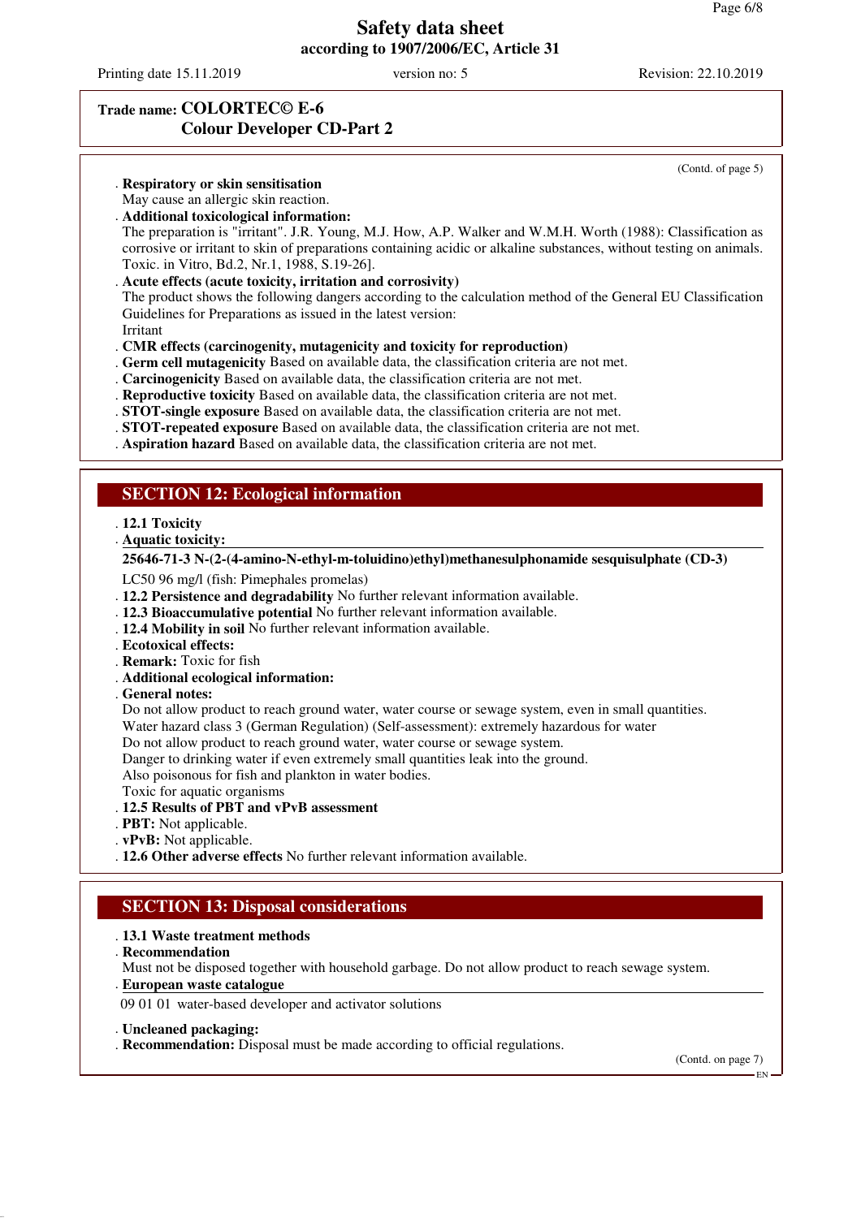**Trade name: COLORTEC© E-6**
**Colour Developer CD-Part 2**

(Contd. of page 5)

- **Respiratory or skin sensitisation**
  May cause an allergic skin reaction.
- **Additional toxicological information:**
  The preparation is "irritant". J.R. Young, M.J. How, A.P. Walker and W.M.H. Worth (1988): Classification as corrosive or irritant to skin of preparations containing acidic or alkaline substances, without testing on animals. Toxic. in Vitro, Bd.2, Nr.1, 1988, S.19-26].
- **Acute effects (acute toxicity, irritation and corrosivity)**
  The product shows the following dangers according to the calculation method of the General EU Classification Guidelines for Preparations as issued in the latest version:
  Irritant
- **CMR effects (carcinogenity, mutagenicity and toxicity for reproduction)**
- **Germ cell mutagenicity** Based on available data, the classification criteria are not met.
- **Carcinogenicity** Based on available data, the classification criteria are not met.
- **Reproductive toxicity** Based on available data, the classification criteria are not met.
- **STOT-single exposure** Based on available data, the classification criteria are not met.
- **STOT-repeated exposure** Based on available data, the classification criteria are not met.
- **Aspiration hazard** Based on available data, the classification criteria are not met.

## SECTION 12: Ecological information

- **12.1 Toxicity**
- **Aquatic toxicity:**

**25646-71-3 N-(2-(4-amino-N-ethyl-m-toluidino)ethyl)methanesulphonamide sesquisulphate (CD-3)**

LC50 96 mg/l (fish: Pimephales promelas)

- **12.2 Persistence and degradability** No further relevant information available.
- **12.3 Bioaccumulative potential** No further relevant information available.
- **12.4 Mobility in soil** No further relevant information available.
- **Ecotoxical effects:**
- **Remark:** Toxic for fish
- **Additional ecological information:**
- **General notes:**
  Do not allow product to reach ground water, water course or sewage system, even in small quantities.
  Water hazard class 3 (German Regulation) (Self-assessment): extremely hazardous for water
  Do not allow product to reach ground water, water course or sewage system.
  Danger to drinking water if even extremely small quantities leak into the ground.
  Also poisonous for fish and plankton in water bodies.
  Toxic for aquatic organisms
- **12.5 Results of PBT and vPvB assessment**
- **PBT:** Not applicable.
- **vPvB:** Not applicable.
- **12.6 Other adverse effects** No further relevant information available.

## SECTION 13: Disposal considerations

- **13.1 Waste treatment methods**
- **Recommendation**
  Must not be disposed together with household garbage. Do not allow product to reach sewage system.
- **European waste catalogue**

09 01 01 water-based developer and activator solutions

- **Uncleaned packaging:**
- **Recommendation:** Disposal must be made according to official regulations.

(Contd. on page 7)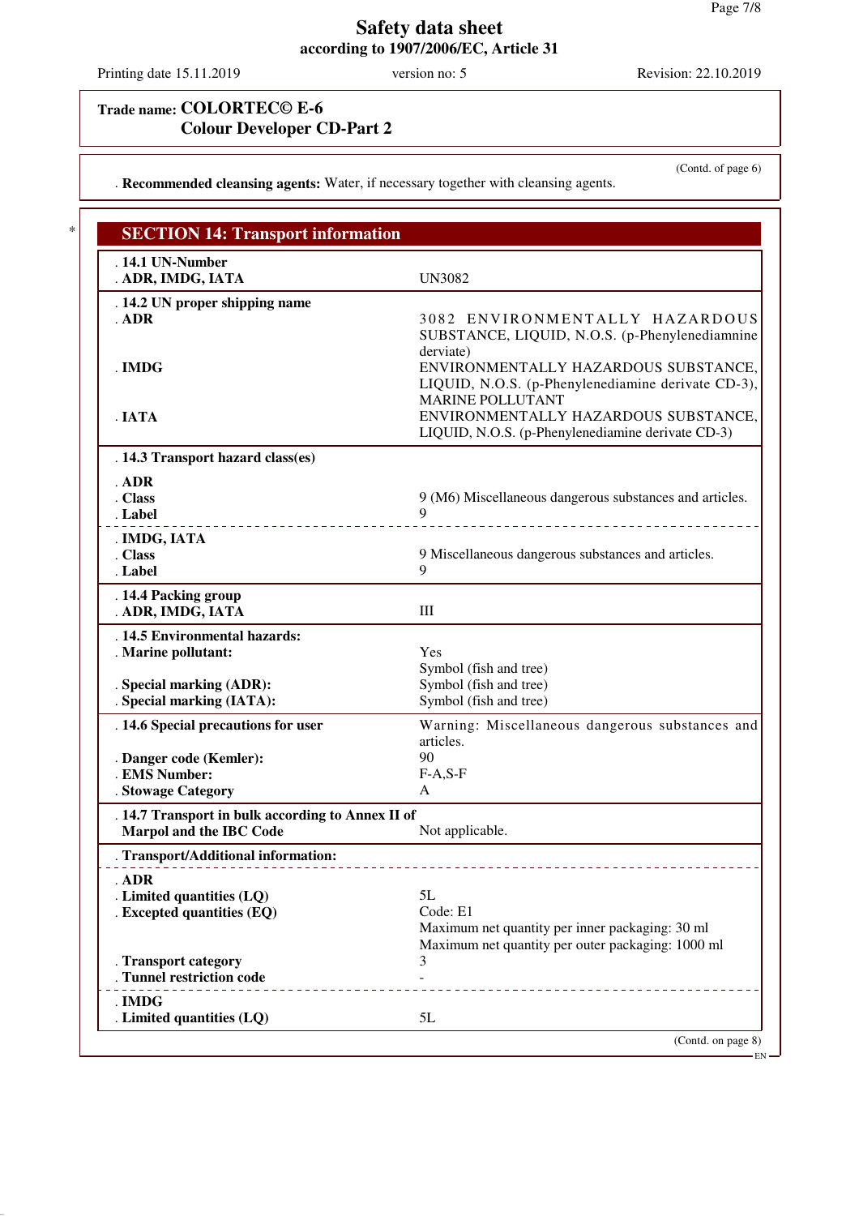**Safety data sheet**
**according to 1907/2006/EC, Article 31**

Printing date 15.11.2019 | version no: 5 | Revision: 22.10.2019

**Trade name: COLORTEC© E-6**
**Colour Developer CD-Part 2**

(Contd. of page 6)

. **Recommended cleansing agents:** Water, if necessary together with cleansing agents.

## SECTION 14: Transport information

| | |
|---|---|
| . **14.1 UN-Number** | |
| . **ADR, IMDG, IATA** | UN3082 |
| . **14.2 UN proper shipping name** | |
| . **ADR** | 3082 ENVIRONMENTALLY HAZARDOUS SUBSTANCE, LIQUID, N.O.S. (p-Phenylenediamnine derivate) |
| . **IMDG** | ENVIRONMENTALLY HAZARDOUS SUBSTANCE, LIQUID, N.O.S. (p-Phenylenediamine derivate CD-3), MARINE POLLUTANT |
| . **IATA** | ENVIRONMENTALLY HAZARDOUS SUBSTANCE, LIQUID, N.O.S. (p-Phenylenediamine derivate CD-3) |
| . **14.3 Transport hazard class(es)** | |
| . **ADR** | |
| . **Class** | 9 (M6) Miscellaneous dangerous substances and articles. |
| . **Label** | 9 |
| . **IMDG, IATA** | |
| . **Class** | 9 Miscellaneous dangerous substances and articles. |
| . **Label** | 9 |
| . **14.4 Packing group** | |
| . **ADR, IMDG, IATA** | III |
| . **14.5 Environmental hazards:** | |
| . **Marine pollutant:** | Yes<br>Symbol (fish and tree) |
| . **Special marking (ADR):** | Symbol (fish and tree) |
| . **Special marking (IATA):** | Symbol (fish and tree) |
| . **14.6 Special precautions for user** | Warning: Miscellaneous dangerous substances and articles. |
| . **Danger code (Kemler):** | 90 |
| . **EMS Number:** | F-A,S-F |
| . **Stowage Category** | A |
| . **14.7 Transport in bulk according to Annex II of Marpol and the IBC Code** | Not applicable. |
| . **Transport/Additional information:** | |
| . **ADR** | |
| . **Limited quantities (LQ)** | 5L |
| . **Excepted quantities (EQ)** | Code: E1<br>Maximum net quantity per inner packaging: 30 ml<br>Maximum net quantity per outer packaging: 1000 ml |
| . **Transport category** | 3 |
| . **Tunnel restriction code** | - |
| . **IMDG** | |
| . **Limited quantities (LQ)** | 5L |

(Contd. on page 8)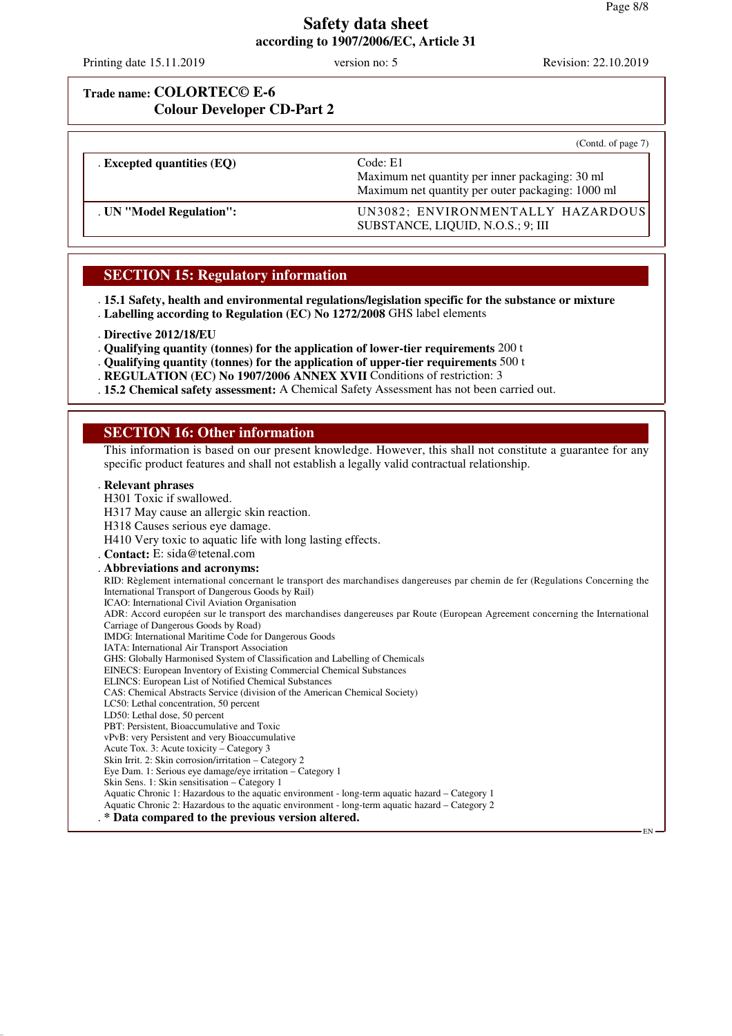(Contd. of page 7)

| | |
|---|---|
| **Excepted quantities (EQ)** | Code: E1<br>Maximum net quantity per inner packaging: 30 ml<br>Maximum net quantity per outer packaging: 1000 ml |
| **UN "Model Regulation":** | UN3082; ENVIRONMENTALLY HAZARDOUS SUBSTANCE, LIQUID, N.O.S.; 9; III |

## SECTION 15: Regulatory information

- **15.1 Safety, health and environmental regulations/legislation specific for the substance or mixture**
- **Labelling according to Regulation (EC) No 1272/2008** GHS label elements

- **Directive 2012/18/EU**
- **Qualifying quantity (tonnes) for the application of lower-tier requirements** 200 t
- **Qualifying quantity (tonnes) for the application of upper-tier requirements** 500 t
- **REGULATION (EC) No 1907/2006 ANNEX XVII** Conditions of restriction: 3
- **15.2 Chemical safety assessment:** A Chemical Safety Assessment has not been carried out.

## SECTION 16: Other information

This information is based on our present knowledge. However, this shall not constitute a guarantee for any specific product features and shall not establish a legally valid contractual relationship.

- **Relevant phrases**

H301 Toxic if swallowed.
H317 May cause an allergic skin reaction.
H318 Causes serious eye damage.
H410 Very toxic to aquatic life with long lasting effects.

- **Contact:** E: sida@tetenal.com
- **Abbreviations and acronyms:**

RID: Règlement international concernant le transport des marchandises dangereuses par chemin de fer (Regulations Concerning the International Transport of Dangerous Goods by Rail)
ICAO: International Civil Aviation Organisation
ADR: Accord européen sur le transport des marchandises dangereuses par Route (European Agreement concerning the International Carriage of Dangerous Goods by Road)
IMDG: International Maritime Code for Dangerous Goods
IATA: International Air Transport Association
GHS: Globally Harmonised System of Classification and Labelling of Chemicals
EINECS: European Inventory of Existing Commercial Chemical Substances
ELINCS: European List of Notified Chemical Substances
CAS: Chemical Abstracts Service (division of the American Chemical Society)
LC50: Lethal concentration, 50 percent
LD50: Lethal dose, 50 percent
PBT: Persistent, Bioaccumulative and Toxic
vPvB: very Persistent and very Bioaccumulative
Acute Tox. 3: Acute toxicity – Category 3
Skin Irrit. 2: Skin corrosion/irritation – Category 2
Eye Dam. 1: Serious eye damage/eye irritation – Category 1
Skin Sens. 1: Skin sensitisation – Category 1
Aquatic Chronic 1: Hazardous to the aquatic environment - long-term aquatic hazard – Category 1
Aquatic Chronic 2: Hazardous to the aquatic environment - long-term aquatic hazard – Category 2

- *** Data compared to the previous version altered.**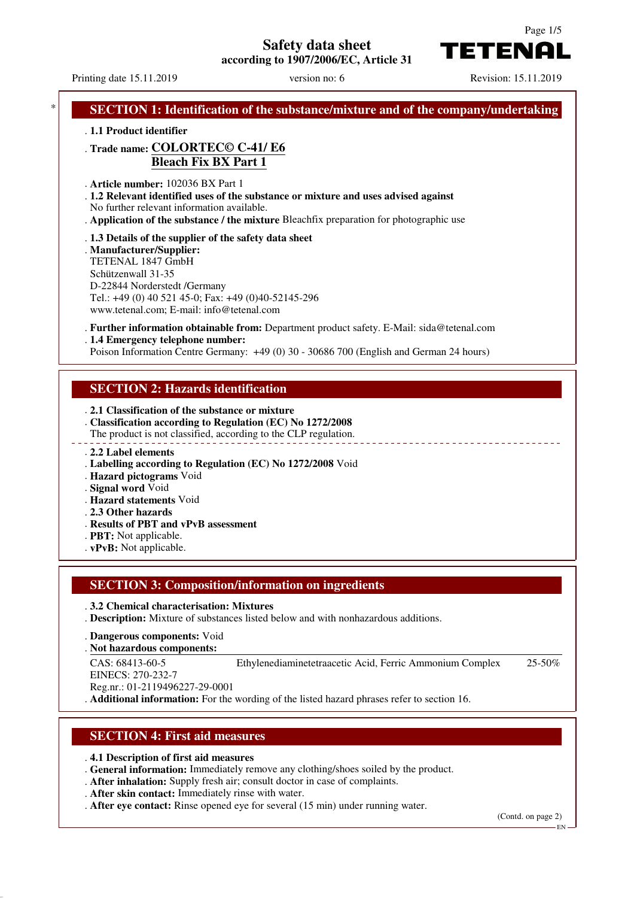# Safety data sheet
according to 1907/2006/EC, Article 31

Printing date 15.11.2019 — version no: 6 — Revision: 15.11.2019

## SECTION 1: Identification of the substance/mixture and of the company/undertaking

· **1.1 Product identifier**

· **Trade name: COLORTEC© C-41/ E6**
**Bleach Fix BX Part 1**

· **Article number:** 102036 BX Part 1

· **1.2 Relevant identified uses of the substance or mixture and uses advised against**
No further relevant information available.

· **Application of the substance / the mixture** Bleachfix preparation for photographic use

· **1.3 Details of the supplier of the safety data sheet**

· **Manufacturer/Supplier:**
TETENAL 1847 GmbH
Schützenwall 31-35
D-22844 Norderstedt /Germany
Tel.: +49 (0) 40 521 45-0; Fax: +49 (0)40-52145-296
www.tetenal.com; E-mail: info@tetenal.com

· **Further information obtainable from:** Department product safety. E-Mail: sida@tetenal.com

· **1.4 Emergency telephone number:**
Poison Information Centre Germany: +49 (0) 30 - 30686 700 (English and German 24 hours)

## SECTION 2: Hazards identification

· **2.1 Classification of the substance or mixture**

· **Classification according to Regulation (EC) No 1272/2008**
The product is not classified, according to the CLP regulation.

· **2.2 Label elements**

· **Labelling according to Regulation (EC) No 1272/2008** Void

· **Hazard pictograms** Void

· **Signal word** Void

· **Hazard statements** Void

· **2.3 Other hazards**

· **Results of PBT and vPvB assessment**

· **PBT:** Not applicable.

· **vPvB:** Not applicable.

## SECTION 3: Composition/information on ingredients

· **3.2 Chemical characterisation: Mixtures**

· **Description:** Mixture of substances listed below and with nonhazardous additions.

· **Dangerous components:** Void

· **Not hazardous components:**

| | | |
|---|---|---|
| CAS: 68413-60-5<br>EINECS: 270-232-7<br>Reg.nr.: 01-2119496227-29-0001 | Ethylenediaminetetraacetic Acid, Ferric Ammonium Complex | 25-50% |

· **Additional information:** For the wording of the listed hazard phrases refer to section 16.

## SECTION 4: First aid measures

· **4.1 Description of first aid measures**

· **General information:** Immediately remove any clothing/shoes soiled by the product.

· **After inhalation:** Supply fresh air; consult doctor in case of complaints.

· **After skin contact:** Immediately rinse with water.

· **After eye contact:** Rinse opened eye for several (15 min) under running water.

(Contd. on page 2)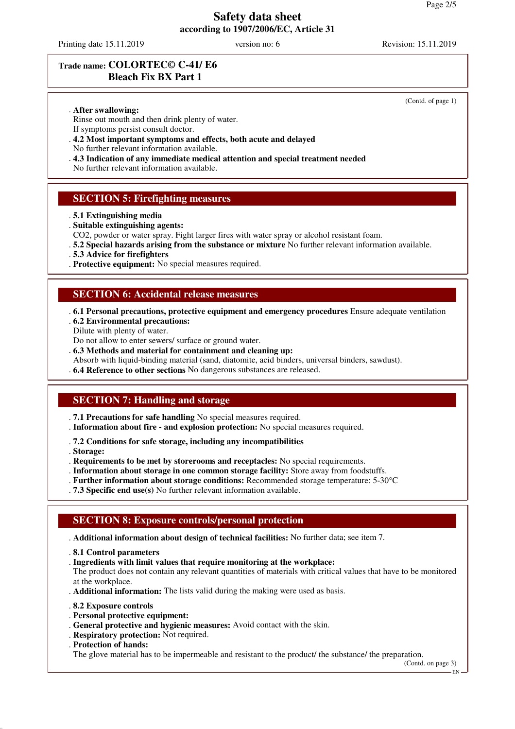# Safety data sheet
according to 1907/2006/EC, Article 31

Printing date 15.11.2019 version no: 6 Revision: 15.11.2019

**Trade name: COLORTEC© C-41/ E6 Bleach Fix BX Part 1**

(Contd. of page 1)

- **After swallowing:**
  Rinse out mouth and then drink plenty of water.
  If symptoms persist consult doctor.
- **4.2 Most important symptoms and effects, both acute and delayed**
  No further relevant information available.
- **4.3 Indication of any immediate medical attention and special treatment needed**
  No further relevant information available.

## SECTION 5: Firefighting measures

- **5.1 Extinguishing media**
- **Suitable extinguishing agents:**
  $CO_2$, powder or water spray. Fight larger fires with water spray or alcohol resistant foam.
- **5.2 Special hazards arising from the substance or mixture** No further relevant information available.
- **5.3 Advice for firefighters**
- **Protective equipment:** No special measures required.

## SECTION 6: Accidental release measures

- **6.1 Personal precautions, protective equipment and emergency procedures** Ensure adequate ventilation
- **6.2 Environmental precautions:**
  Dilute with plenty of water.
  Do not allow to enter sewers/ surface or ground water.
- **6.3 Methods and material for containment and cleaning up:**
  Absorb with liquid-binding material (sand, diatomite, acid binders, universal binders, sawdust).
- **6.4 Reference to other sections** No dangerous substances are released.

## SECTION 7: Handling and storage

- **7.1 Precautions for safe handling** No special measures required.
- **Information about fire - and explosion protection:** No special measures required.
- **7.2 Conditions for safe storage, including any incompatibilities**
- **Storage:**
- **Requirements to be met by storerooms and receptacles:** No special requirements.
- **Information about storage in one common storage facility:** Store away from foodstuffs.
- **Further information about storage conditions:** Recommended storage temperature: 5-30°C
- **7.3 Specific end use(s)** No further relevant information available.

## SECTION 8: Exposure controls/personal protection

- **Additional information about design of technical facilities:** No further data; see item 7.
- **8.1 Control parameters**
- **Ingredients with limit values that require monitoring at the workplace:**
  The product does not contain any relevant quantities of materials with critical values that have to be monitored at the workplace.
- **Additional information:** The lists valid during the making were used as basis.
- **8.2 Exposure controls**
- **Personal protective equipment:**
- **General protective and hygienic measures:** Avoid contact with the skin.
- **Respiratory protection:** Not required.
- **Protection of hands:**
  The glove material has to be impermeable and resistant to the product/ the substance/ the preparation.

(Contd. on page 3)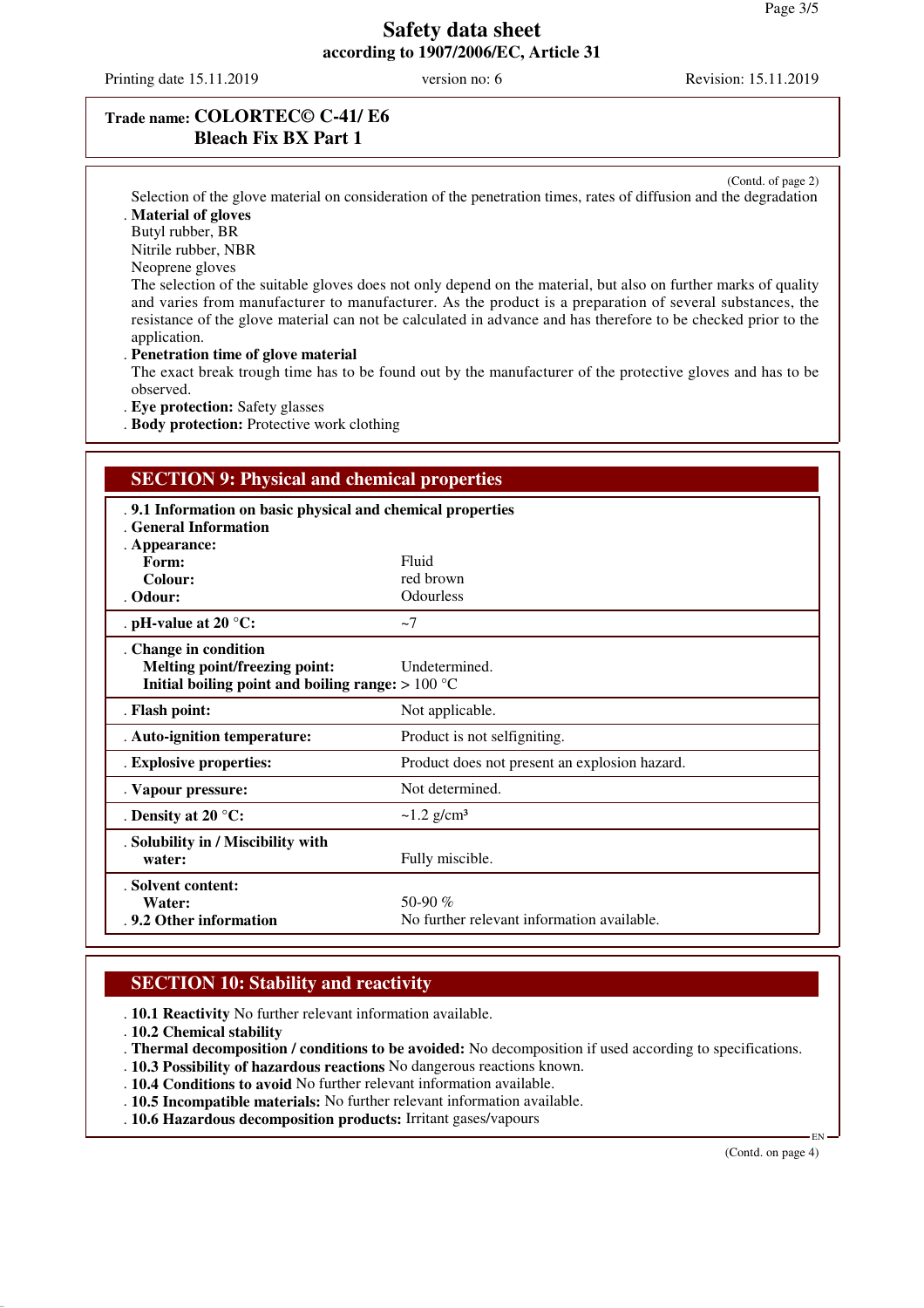**Trade name: COLORTEC© C-41/ E6**
**Bleach Fix BX Part 1**

(Contd. of page 2)

Selection of the glove material on consideration of the penetration times, rates of diffusion and the degradation

- **Material of gloves**

Butyl rubber, BR
Nitrile rubber, NBR
Neoprene gloves
The selection of the suitable gloves does not only depend on the material, but also on further marks of quality and varies from manufacturer to manufacturer. As the product is a preparation of several substances, the resistance of the glove material can not be calculated in advance and has therefore to be checked prior to the application.

- **Penetration time of glove material**

The exact break trough time has to be found out by the manufacturer of the protective gloves and has to be observed.

- **Eye protection:** Safety glasses
- **Body protection:** Protective work clothing

## SECTION 9: Physical and chemical properties

| | |
|---|---|
| **9.1 Information on basic physical and chemical properties** | |
| **General Information** | |
| **Appearance:** | |
| **Form:** | Fluid |
| **Colour:** | red brown |
| **Odour:** | Odourless |
| **pH-value at 20 °C:** | ~7 |
| **Change in condition** | |
| **Melting point/freezing point:** | Undetermined. |
| **Initial boiling point and boiling range:** | > 100 °C |
| **Flash point:** | Not applicable. |
| **Auto-ignition temperature:** | Product is not selfigniting. |
| **Explosive properties:** | Product does not present an explosion hazard. |
| **Vapour pressure:** | Not determined. |
| **Density at 20 °C:** | ~1.2 g/cm³ |
| **Solubility in / Miscibility with water:** | Fully miscible. |
| **Solvent content:** | |
| **Water:** | 50-90 % |
| **9.2 Other information** | No further relevant information available. |

## SECTION 10: Stability and reactivity

- **10.1 Reactivity** No further relevant information available.
- **10.2 Chemical stability**
- **Thermal decomposition / conditions to be avoided:** No decomposition if used according to specifications.
- **10.3 Possibility of hazardous reactions** No dangerous reactions known.
- **10.4 Conditions to avoid** No further relevant information available.
- **10.5 Incompatible materials:** No further relevant information available.
- **10.6 Hazardous decomposition products:** Irritant gases/vapours

(Contd. on page 4)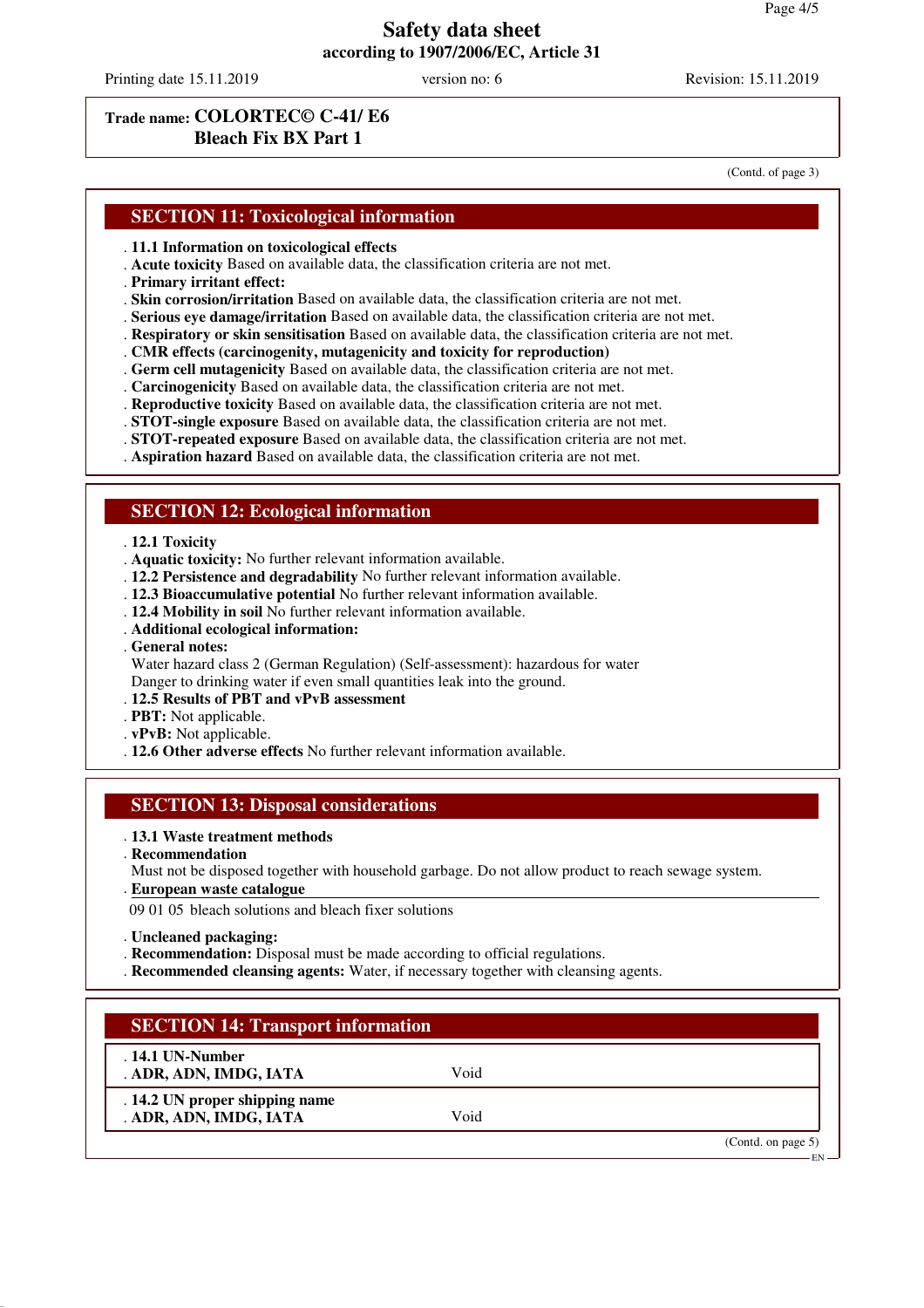**Trade name: COLORTEC© C-41/ E6**
**Bleach Fix BX Part 1**

(Contd. of page 3)

## SECTION 11: Toxicological information

- **11.1 Information on toxicological effects**
- **Acute toxicity** Based on available data, the classification criteria are not met.
- **Primary irritant effect:**
- **Skin corrosion/irritation** Based on available data, the classification criteria are not met.
- **Serious eye damage/irritation** Based on available data, the classification criteria are not met.
- **Respiratory or skin sensitisation** Based on available data, the classification criteria are not met.
- **CMR effects (carcinogenity, mutagenicity and toxicity for reproduction)**
- **Germ cell mutagenicity** Based on available data, the classification criteria are not met.
- **Carcinogenicity** Based on available data, the classification criteria are not met.
- **Reproductive toxicity** Based on available data, the classification criteria are not met.
- **STOT-single exposure** Based on available data, the classification criteria are not met.
- **STOT-repeated exposure** Based on available data, the classification criteria are not met.
- **Aspiration hazard** Based on available data, the classification criteria are not met.

## SECTION 12: Ecological information

- **12.1 Toxicity**
- **Aquatic toxicity:** No further relevant information available.
- **12.2 Persistence and degradability** No further relevant information available.
- **12.3 Bioaccumulative potential** No further relevant information available.
- **12.4 Mobility in soil** No further relevant information available.
- **Additional ecological information:**
- **General notes:**
  Water hazard class 2 (German Regulation) (Self-assessment): hazardous for water
  Danger to drinking water if even small quantities leak into the ground.
- **12.5 Results of PBT and vPvB assessment**
- **PBT:** Not applicable.
- **vPvB:** Not applicable.
- **12.6 Other adverse effects** No further relevant information available.

## SECTION 13: Disposal considerations

- **13.1 Waste treatment methods**
- **Recommendation**
  Must not be disposed together with household garbage. Do not allow product to reach sewage system.
- **European waste catalogue**

09 01 05 bleach solutions and bleach fixer solutions

- **Uncleaned packaging:**
- **Recommendation:** Disposal must be made according to official regulations.
- **Recommended cleansing agents:** Water, if necessary together with cleansing agents.

## SECTION 14: Transport information

| | |
|---|---|
| **14.1 UN-Number** | |
| **ADR, ADN, IMDG, IATA** | Void |
| **14.2 UN proper shipping name** | |
| **ADR, ADN, IMDG, IATA** | Void |

(Contd. on page 5)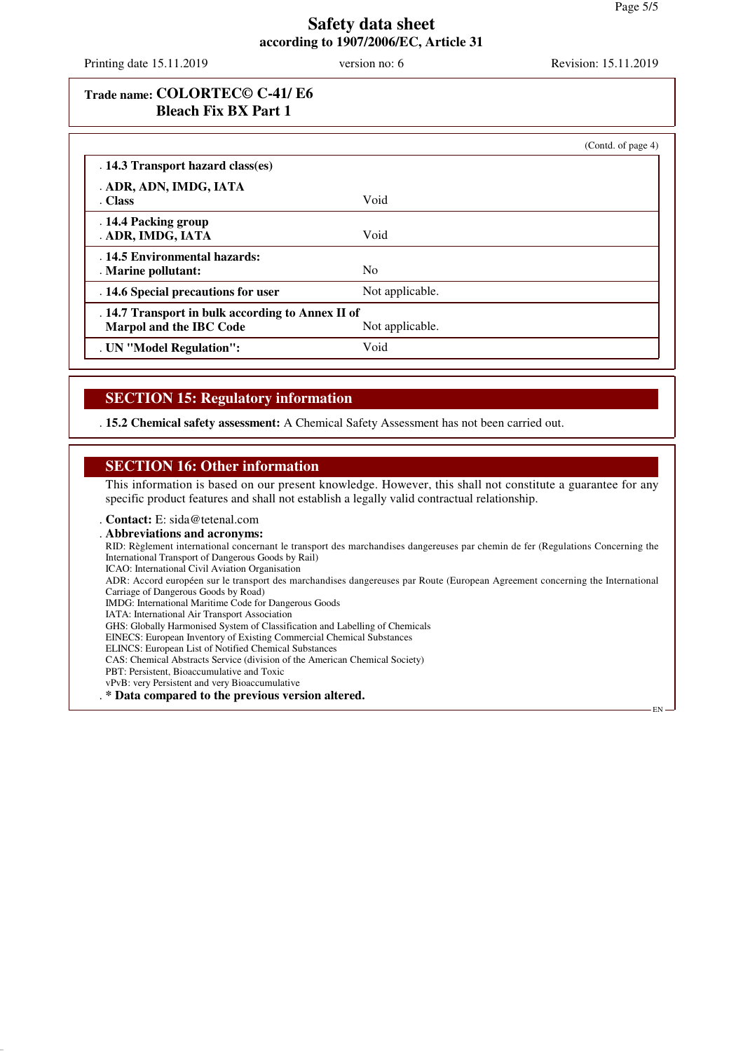**Trade name: COLORTEC© C-41/ E6**
**Bleach Fix BX Part 1**

(Contd. of page 4)

| | |
|---|---|
| **14.3 Transport hazard class(es)** | |
| **ADR, ADN, IMDG, IATA** | |
| **Class** | Void |
| **14.4 Packing group** | |
| **ADR, IMDG, IATA** | Void |
| **14.5 Environmental hazards:** | |
| **Marine pollutant:** | No |
| **14.6 Special precautions for user** | Not applicable. |
| **14.7 Transport in bulk according to Annex II of Marpol and the IBC Code** | Not applicable. |
| **UN "Model Regulation":** | Void |

## SECTION 15: Regulatory information

**15.2 Chemical safety assessment:** A Chemical Safety Assessment has not been carried out.

## SECTION 16: Other information

This information is based on our present knowledge. However, this shall not constitute a guarantee for any specific product features and shall not establish a legally valid contractual relationship.

**Contact:** E: sida@tetenal.com

**Abbreviations and acronyms:**

RID: Règlement international concernant le transport des marchandises dangereuses par chemin de fer (Regulations Concerning the International Transport of Dangerous Goods by Rail)
ICAO: International Civil Aviation Organisation
ADR: Accord européen sur le transport des marchandises dangereuses par Route (European Agreement concerning the International Carriage of Dangerous Goods by Road)
IMDG: International Maritime Code for Dangerous Goods
IATA: International Air Transport Association
GHS: Globally Harmonised System of Classification and Labelling of Chemicals
EINECS: European Inventory of Existing Commercial Chemical Substances
ELINCS: European List of Notified Chemical Substances
CAS: Chemical Abstracts Service (division of the American Chemical Society)
PBT: Persistent, Bioaccumulative and Toxic
vPvB: very Persistent and very Bioaccumulative

**\* Data compared to the previous version altered.**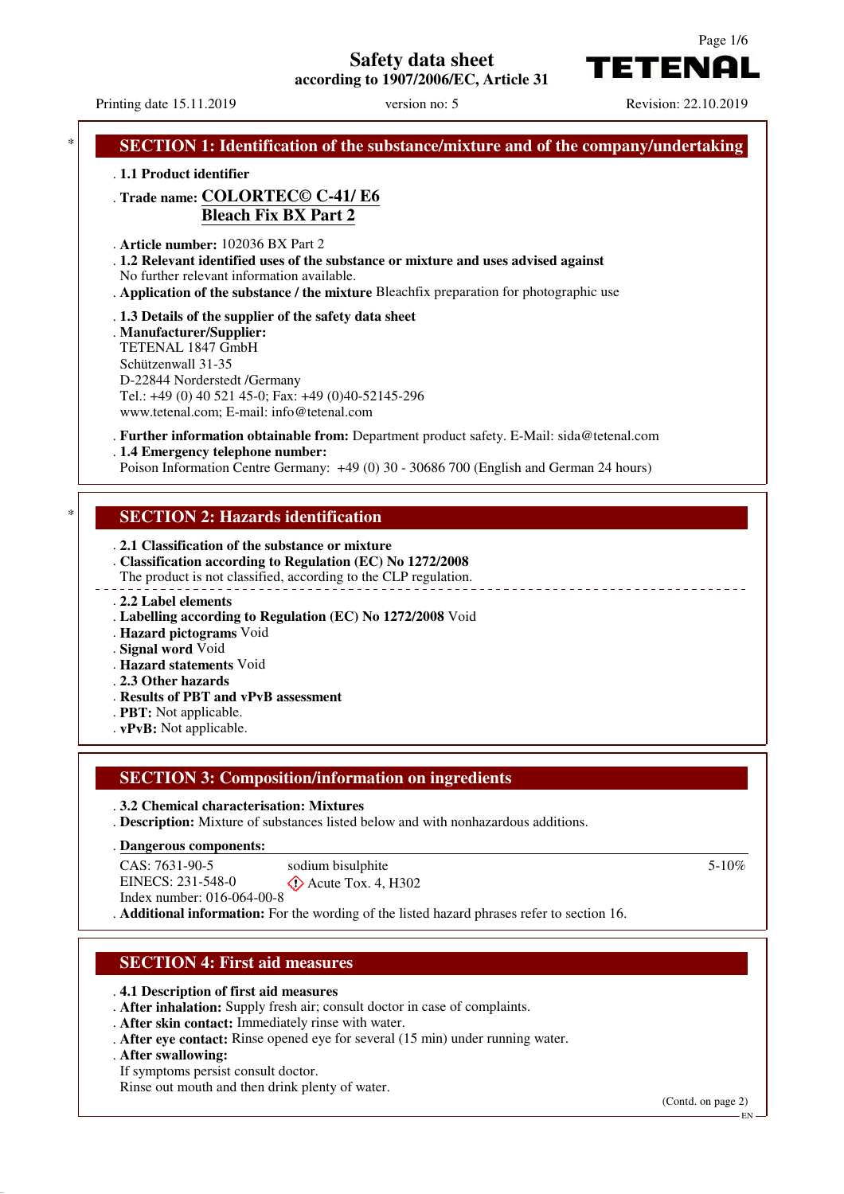# Safety data sheet
**according to 1907/2006/EC, Article 31**

**TETENAL**

Printing date 15.11.2019 version no: 5 Revision: 22.10.2019

## SECTION 1: Identification of the substance/mixture and of the company/undertaking

· **1.1 Product identifier**

· **Trade name: COLORTEC© C-41/ E6**
**Bleach Fix BX Part 2**

· **Article number:** 102036 BX Part 2

· **1.2 Relevant identified uses of the substance or mixture and uses advised against**
No further relevant information available.

· **Application of the substance / the mixture** Bleachfix preparation for photographic use

· **1.3 Details of the supplier of the safety data sheet**

· **Manufacturer/Supplier:**
TETENAL 1847 GmbH
Schützenwall 31-35
D-22844 Norderstedt /Germany
Tel.: +49 (0) 40 521 45-0; Fax: +49 (0)40-52145-296
www.tetenal.com; E-mail: info@tetenal.com

· **Further information obtainable from:** Department product safety. E-Mail: sida@tetenal.com

· **1.4 Emergency telephone number:**
Poison Information Centre Germany: +49 (0) 30 - 30686 700 (English and German 24 hours)

## SECTION 2: Hazards identification

· **2.1 Classification of the substance or mixture**

· **Classification according to Regulation (EC) No 1272/2008**
The product is not classified, according to the CLP regulation.

· **2.2 Label elements**

· **Labelling according to Regulation (EC) No 1272/2008** Void

· **Hazard pictograms** Void

· **Signal word** Void

· **Hazard statements** Void

· **2.3 Other hazards**

· **Results of PBT and vPvB assessment**

· **PBT:** Not applicable.

· **vPvB:** Not applicable.

## SECTION 3: Composition/information on ingredients

· **3.2 Chemical characterisation: Mixtures**

· **Description:** Mixture of substances listed below and with nonhazardous additions.

· **Dangerous components:**

| | | |
|---|---|---|
| CAS: 7631-90-5<br>EINECS: 231-548-0<br>Index number: 016-064-00-8 | sodium bisulphite<br>Acute Tox. 4, H302 | 5-10% |

· **Additional information:** For the wording of the listed hazard phrases refer to section 16.

## SECTION 4: First aid measures

· **4.1 Description of first aid measures**

· **After inhalation:** Supply fresh air; consult doctor in case of complaints.

· **After skin contact:** Immediately rinse with water.

· **After eye contact:** Rinse opened eye for several (15 min) under running water.

· **After swallowing:**
If symptoms persist consult doctor.
Rinse out mouth and then drink plenty of water.

(Contd. on page 2)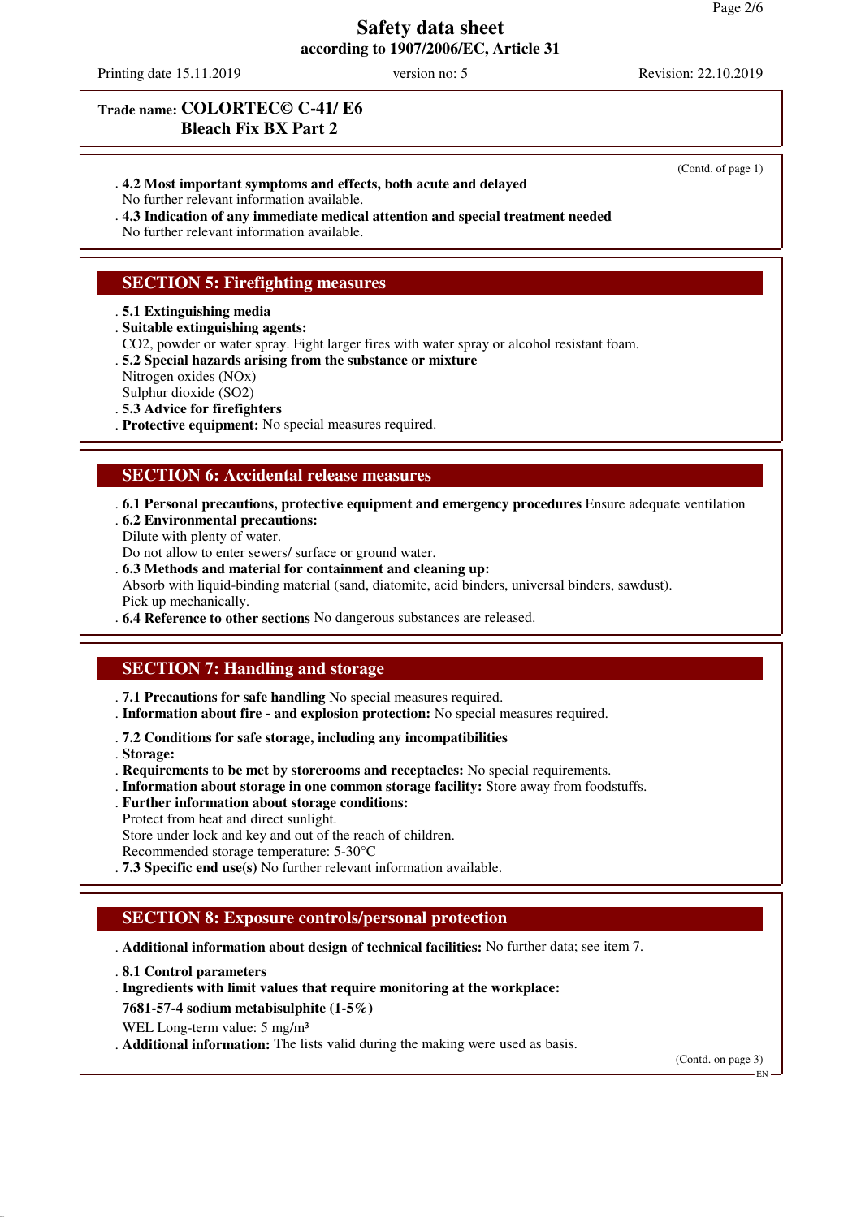# Safety data sheet
**according to 1907/2006/EC, Article 31**

Printing date 15.11.2019 version no: 5 Revision: 22.10.2019

**Trade name: COLORTEC© C-41/ E6 Bleach Fix BX Part 2**

(Contd. of page 1)

- **4.2 Most important symptoms and effects, both acute and delayed**
  No further relevant information available.
- **4.3 Indication of any immediate medical attention and special treatment needed**
  No further relevant information available.

## SECTION 5: Firefighting measures

- **5.1 Extinguishing media**
- **Suitable extinguishing agents:**
  $CO_2$, powder or water spray. Fight larger fires with water spray or alcohol resistant foam.
- **5.2 Special hazards arising from the substance or mixture**
  Nitrogen oxides ($NO_x$)
  Sulphur dioxide ($SO_2$)
- **5.3 Advice for firefighters**
- **Protective equipment:** No special measures required.

## SECTION 6: Accidental release measures

- **6.1 Personal precautions, protective equipment and emergency procedures** Ensure adequate ventilation
- **6.2 Environmental precautions:**
  Dilute with plenty of water.
  Do not allow to enter sewers/ surface or ground water.
- **6.3 Methods and material for containment and cleaning up:**
  Absorb with liquid-binding material (sand, diatomite, acid binders, universal binders, sawdust).
  Pick up mechanically.
- **6.4 Reference to other sections** No dangerous substances are released.

## SECTION 7: Handling and storage

- **7.1 Precautions for safe handling** No special measures required.
- **Information about fire - and explosion protection:** No special measures required.
- **7.2 Conditions for safe storage, including any incompatibilities**
- **Storage:**
- **Requirements to be met by storerooms and receptacles:** No special requirements.
- **Information about storage in one common storage facility:** Store away from foodstuffs.
- **Further information about storage conditions:**
  Protect from heat and direct sunlight.
  Store under lock and key and out of the reach of children.
  Recommended storage temperature: 5-30°C
- **7.3 Specific end use(s)** No further relevant information available.

## SECTION 8: Exposure controls/personal protection

- **Additional information about design of technical facilities:** No further data; see item 7.
- **8.1 Control parameters**
- **Ingredients with limit values that require monitoring at the workplace:**

**7681-57-4 sodium metabisulphite (1-5%)**

WEL Long-term value: 5 mg/m³

- **Additional information:** The lists valid during the making were used as basis.

(Contd. on page 3)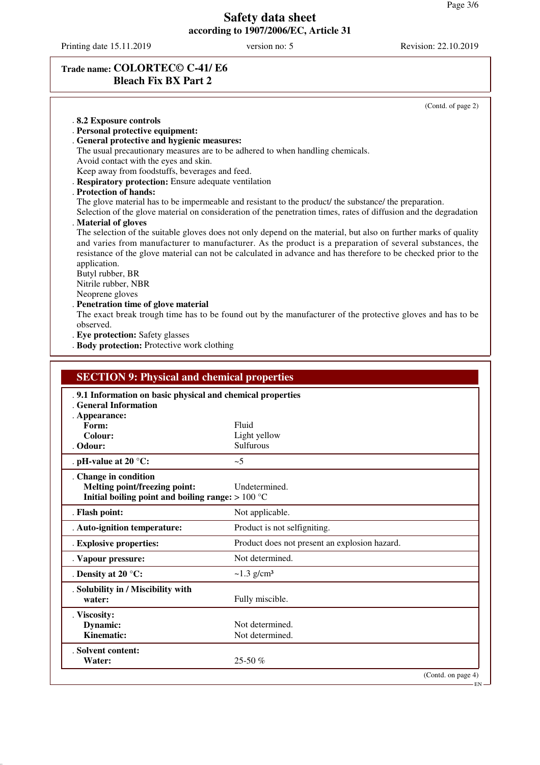# Safety data sheet

**according to 1907/2006/EC, Article 31**

Printing date 15.11.2019 version no: 5 Revision: 22.10.2019

**Trade name: COLORTEC© C-41/ E6 Bleach Fix BX Part 2**

(Contd. of page 2)

- **8.2 Exposure controls**
- **Personal protective equipment:**
- **General protective and hygienic measures:**
  The usual precautionary measures are to be adhered to when handling chemicals.
  Avoid contact with the eyes and skin.
  Keep away from foodstuffs, beverages and feed.
- **Respiratory protection:** Ensure adequate ventilation
- **Protection of hands:**
  The glove material has to be impermeable and resistant to the product/ the substance/ the preparation.
  Selection of the glove material on consideration of the penetration times, rates of diffusion and the degradation
- **Material of gloves**
  The selection of the suitable gloves does not only depend on the material, but also on further marks of quality and varies from manufacturer to manufacturer. As the product is a preparation of several substances, the resistance of the glove material can not be calculated in advance and has therefore to be checked prior to the application.
  Butyl rubber, BR
  Nitrile rubber, NBR
  Neoprene gloves
- **Penetration time of glove material**
  The exact break trough time has to be found out by the manufacturer of the protective gloves and has to be observed.
- **Eye protection:** Safety glasses
- **Body protection:** Protective work clothing

## SECTION 9: Physical and chemical properties

| | |
|---|---|
| **9.1 Information on basic physical and chemical properties** | |
| **General Information** | |
| **Appearance:** | |
| **Form:** | Fluid |
| **Colour:** | Light yellow |
| **Odour:** | Sulfurous |
| **pH-value at 20 °C:** | ~5 |
| **Change in condition** | |
| **Melting point/freezing point:** | Undetermined. |
| **Initial boiling point and boiling range:** | > 100 °C |
| **Flash point:** | Not applicable. |
| **Auto-ignition temperature:** | Product is not selfigniting. |
| **Explosive properties:** | Product does not present an explosion hazard. |
| **Vapour pressure:** | Not determined. |
| **Density at 20 °C:** | ~1.3 g/cm³ |
| **Solubility in / Miscibility with water:** | Fully miscible. |
| **Viscosity:** | |
| **Dynamic:** | Not determined. |
| **Kinematic:** | Not determined. |
| **Solvent content:** | |
| **Water:** | 25-50 % |

(Contd. on page 4)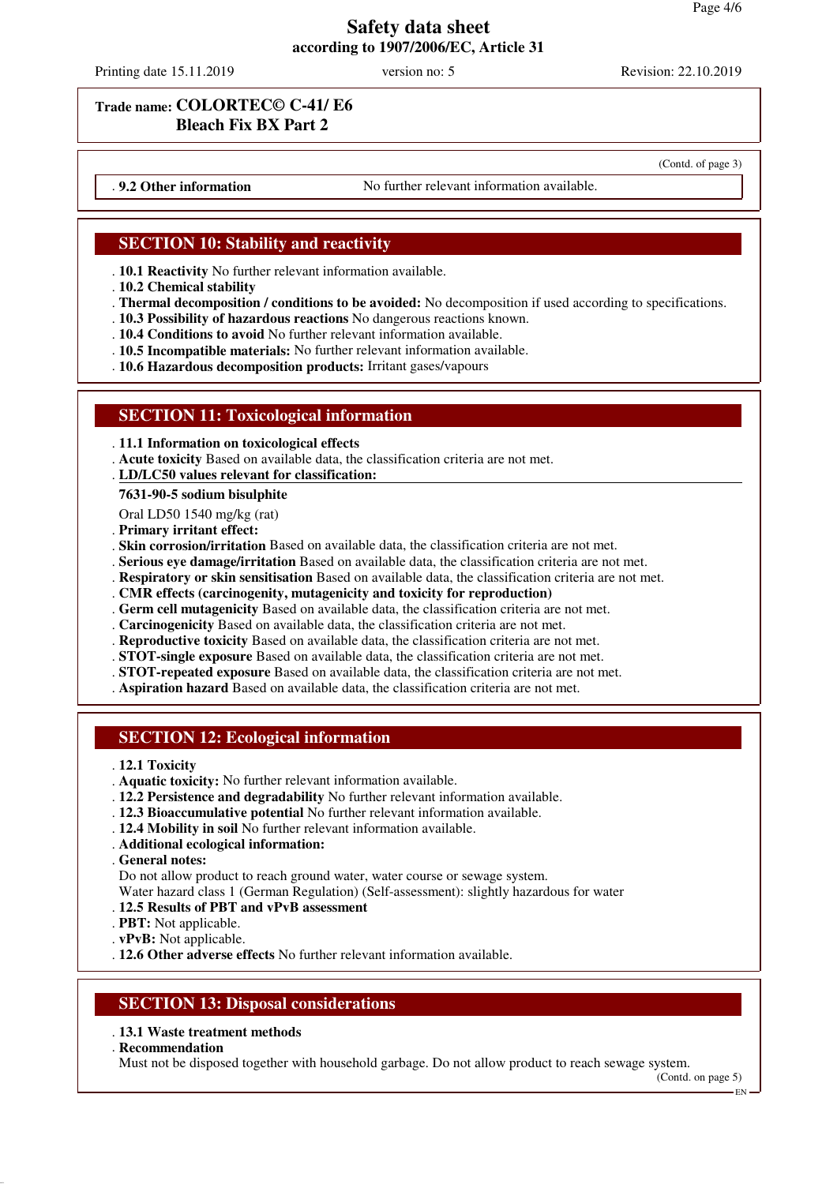# Safety data sheet
**according to 1907/2006/EC, Article 31**

Printing date 15.11.2019 version no: 5 Revision: 22.10.2019

**Trade name: COLORTEC© C-41/ E6**
**Bleach Fix BX Part 2**

(Contd. of page 3)

· **9.2 Other information** No further relevant information available.

## SECTION 10: Stability and reactivity

· **10.1 Reactivity** No further relevant information available.
· **10.2 Chemical stability**
· **Thermal decomposition / conditions to be avoided:** No decomposition if used according to specifications.
· **10.3 Possibility of hazardous reactions** No dangerous reactions known.
· **10.4 Conditions to avoid** No further relevant information available.
· **10.5 Incompatible materials:** No further relevant information available.
· **10.6 Hazardous decomposition products:** Irritant gases/vapours

## SECTION 11: Toxicological information

· **11.1 Information on toxicological effects**
· **Acute toxicity** Based on available data, the classification criteria are not met.
· **LD/LC50 values relevant for classification:**

**7631-90-5 sodium bisulphite**

Oral LD50 1540 mg/kg (rat)

· **Primary irritant effect:**
· **Skin corrosion/irritation** Based on available data, the classification criteria are not met.
· **Serious eye damage/irritation** Based on available data, the classification criteria are not met.
· **Respiratory or skin sensitisation** Based on available data, the classification criteria are not met.
· **CMR effects (carcinogenity, mutagenicity and toxicity for reproduction)**
· **Germ cell mutagenicity** Based on available data, the classification criteria are not met.
· **Carcinogenicity** Based on available data, the classification criteria are not met.
· **Reproductive toxicity** Based on available data, the classification criteria are not met.
· **STOT-single exposure** Based on available data, the classification criteria are not met.
· **STOT-repeated exposure** Based on available data, the classification criteria are not met.
· **Aspiration hazard** Based on available data, the classification criteria are not met.

## SECTION 12: Ecological information

· **12.1 Toxicity**
· **Aquatic toxicity:** No further relevant information available.
· **12.2 Persistence and degradability** No further relevant information available.
· **12.3 Bioaccumulative potential** No further relevant information available.
· **12.4 Mobility in soil** No further relevant information available.
· **Additional ecological information:**
· **General notes:**
Do not allow product to reach ground water, water course or sewage system.
Water hazard class 1 (German Regulation) (Self-assessment): slightly hazardous for water
· **12.5 Results of PBT and vPvB assessment**
· **PBT:** Not applicable.
· **vPvB:** Not applicable.
· **12.6 Other adverse effects** No further relevant information available.

## SECTION 13: Disposal considerations

· **13.1 Waste treatment methods**
· **Recommendation**
Must not be disposed together with household garbage. Do not allow product to reach sewage system.

(Contd. on page 5)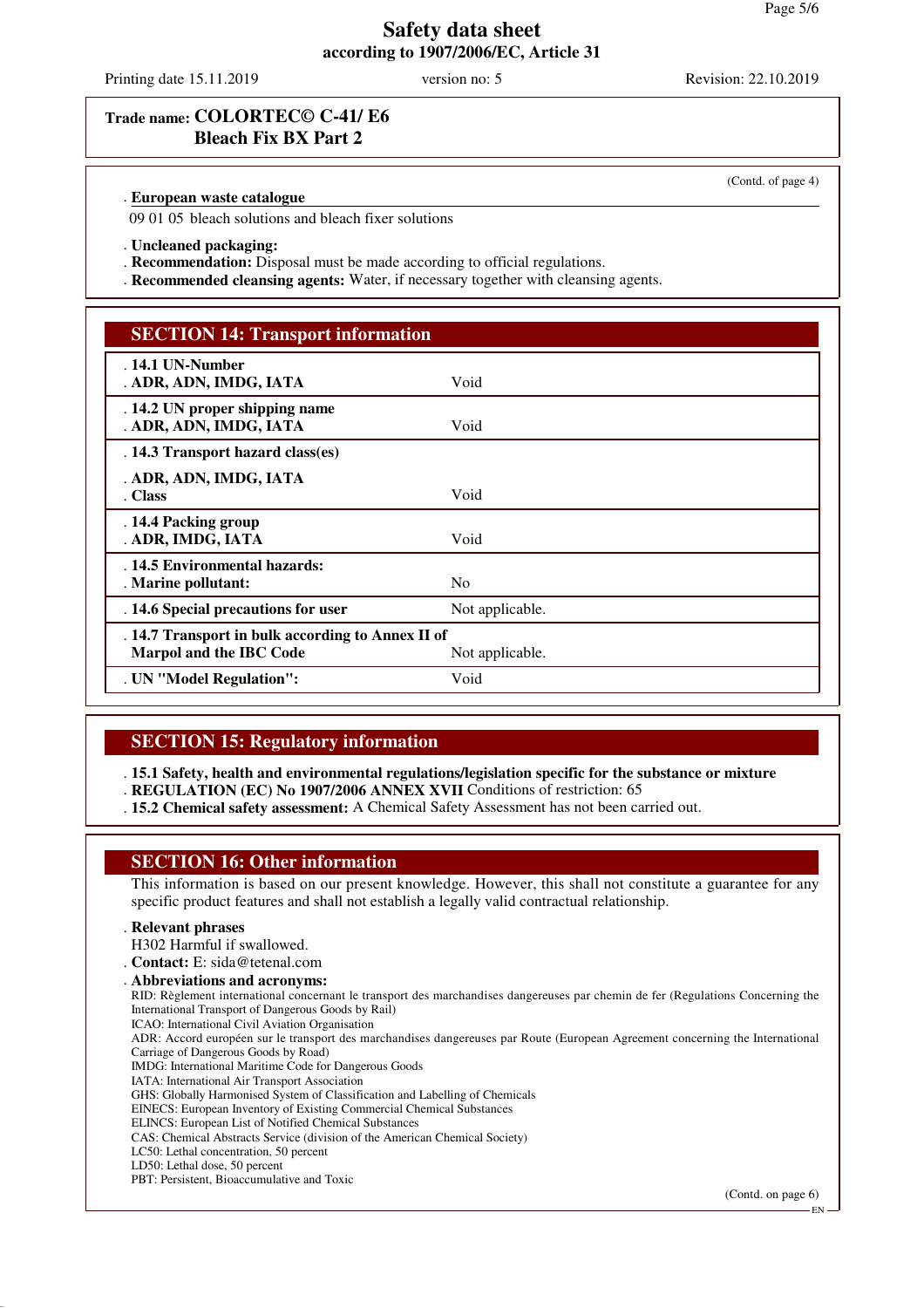# Safety data sheet
according to 1907/2006/EC, Article 31

Printing date 15.11.2019 version no: 5 Revision: 22.10.2019

**Trade name: COLORTEC© C-41/ E6 Bleach Fix BX Part 2**

(Contd. of page 4)

· **European waste catalogue**

09 01 05 bleach solutions and bleach fixer solutions

· **Uncleaned packaging:**
· **Recommendation:** Disposal must be made according to official regulations.
· **Recommended cleansing agents:** Water, if necessary together with cleansing agents.

## SECTION 14: Transport information

| | |
|---|---|
| · **14.1 UN-Number**<br>· **ADR, ADN, IMDG, IATA** | Void |
| · **14.2 UN proper shipping name**<br>· **ADR, ADN, IMDG, IATA** | Void |
| · **14.3 Transport hazard class(es)**<br>· **ADR, ADN, IMDG, IATA**<br>· **Class** | Void |
| · **14.4 Packing group**<br>· **ADR, IMDG, IATA** | Void |
| · **14.5 Environmental hazards:**<br>· **Marine pollutant:** | No |
| · **14.6 Special precautions for user** | Not applicable. |
| · **14.7 Transport in bulk according to Annex II of Marpol and the IBC Code** | Not applicable. |
| · **UN "Model Regulation":** | Void |

## SECTION 15: Regulatory information

· **15.1 Safety, health and environmental regulations/legislation specific for the substance or mixture**
· **REGULATION (EC) No 1907/2006 ANNEX XVII** Conditions of restriction: 65
· **15.2 Chemical safety assessment:** A Chemical Safety Assessment has not been carried out.

## SECTION 16: Other information

This information is based on our present knowledge. However, this shall not constitute a guarantee for any specific product features and shall not establish a legally valid contractual relationship.

· **Relevant phrases**

H302 Harmful if swallowed.

· **Contact:** E: sida@tetenal.com

· **Abbreviations and acronyms:**

RID: Règlement international concernant le transport des marchandises dangereuses par chemin de fer (Regulations Concerning the International Transport of Dangerous Goods by Rail)
ICAO: International Civil Aviation Organisation
ADR: Accord européen sur le transport des marchandises dangereuses par Route (European Agreement concerning the International Carriage of Dangerous Goods by Road)
IMDG: International Maritime Code for Dangerous Goods
IATA: International Air Transport Association
GHS: Globally Harmonised System of Classification and Labelling of Chemicals
EINECS: European Inventory of Existing Commercial Chemical Substances
ELINCS: European List of Notified Chemical Substances
CAS: Chemical Abstracts Service (division of the American Chemical Society)
LC50: Lethal concentration, 50 percent
LD50: Lethal dose, 50 percent
PBT: Persistent, Bioaccumulative and Toxic

(Contd. on page 6)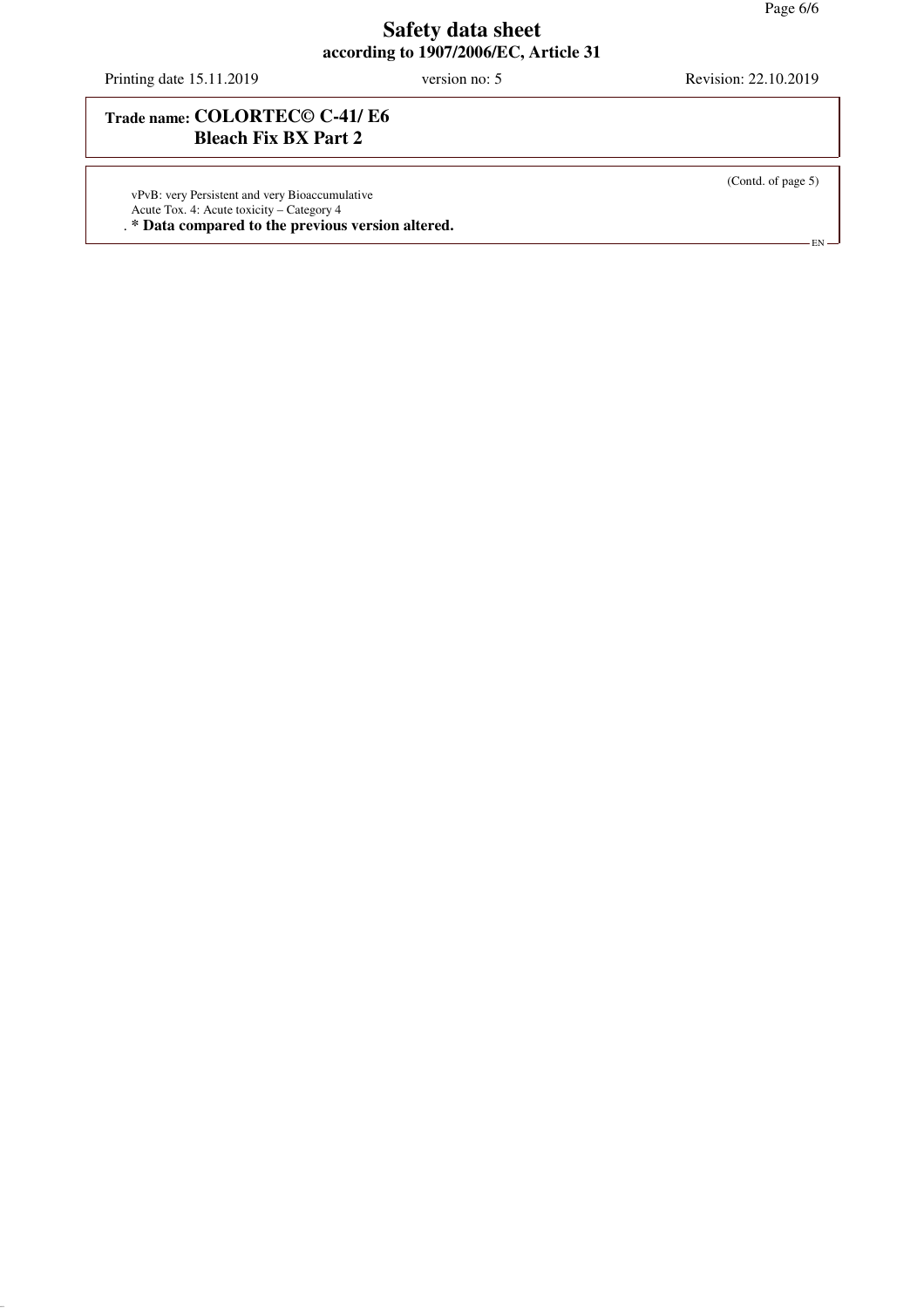**Trade name: COLORTEC© C-41/ E6 Bleach Fix BX Part 2**

(Contd. of page 5)

vPvB: very Persistent and very Bioaccumulative
Acute Tox. 4: Acute toxicity – Category 4

. **\* Data compared to the previous version altered.**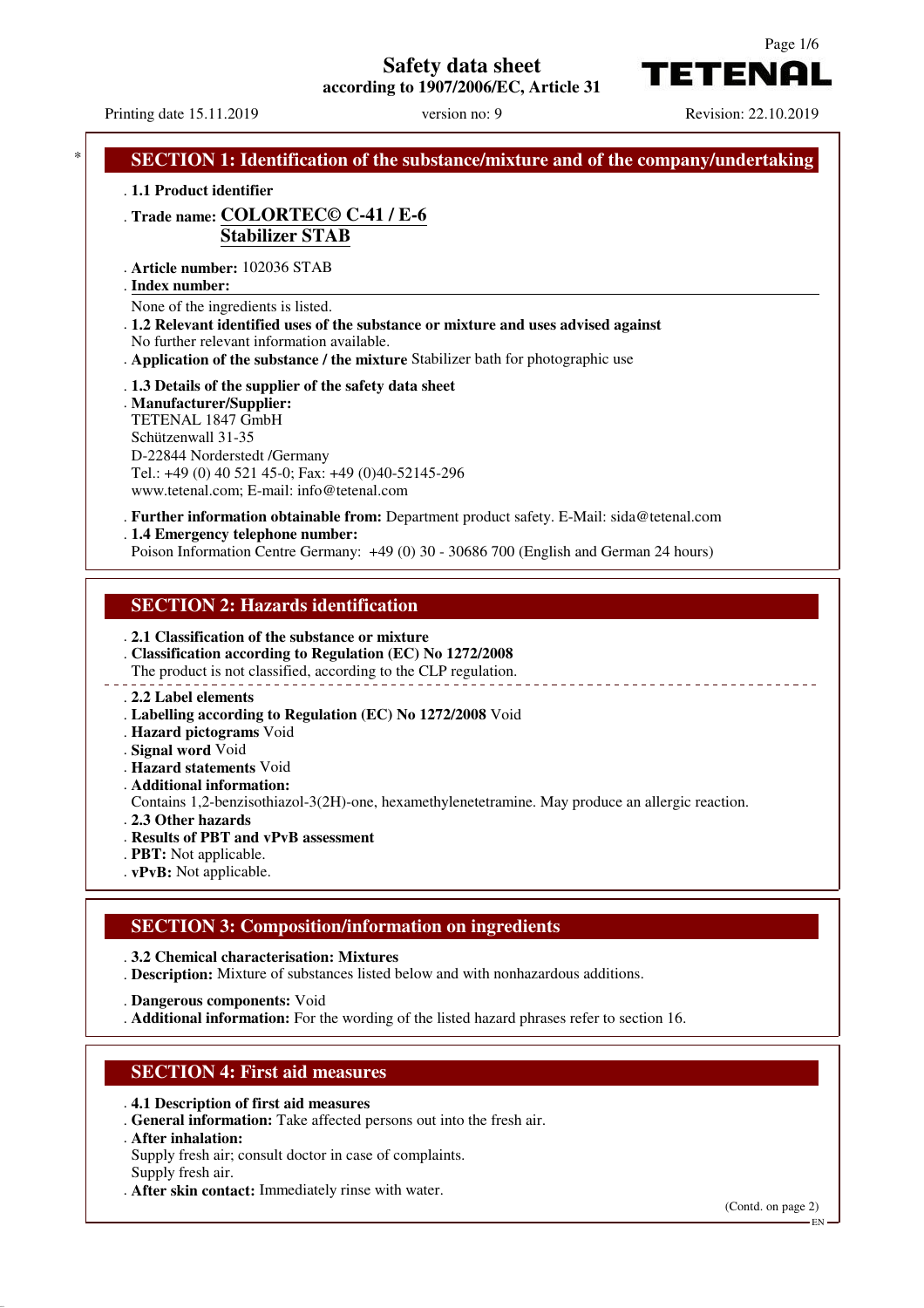# Safety data sheet

**according to 1907/2006/EC, Article 31**

**TETENAL**

Printing date 15.11.2019 version no: 9 Revision: 22.10.2019

## SECTION 1: Identification of the substance/mixture and of the company/undertaking

- **1.1 Product identifier**
- **Trade name: COLORTEC© C-41 / E-6 Stabilizer STAB**
- **Article number:** 102036 STAB
- **Index number:**

None of the ingredients is listed.

- **1.2 Relevant identified uses of the substance or mixture and uses advised against**

No further relevant information available.

- **Application of the substance / the mixture** Stabilizer bath for photographic use
- **1.3 Details of the supplier of the safety data sheet**
- **Manufacturer/Supplier:**

TETENAL 1847 GmbH
Schützenwall 31-35
D-22844 Norderstedt /Germany
Tel.: +49 (0) 40 521 45-0; Fax: +49 (0)40-52145-296
www.tetenal.com; E-mail: info@tetenal.com

- **Further information obtainable from:** Department product safety. E-Mail: sida@tetenal.com
- **1.4 Emergency telephone number:**

Poison Information Centre Germany: +49 (0) 30 - 30686 700 (English and German 24 hours)

## SECTION 2: Hazards identification

- **2.1 Classification of the substance or mixture**
- **Classification according to Regulation (EC) No 1272/2008**

The product is not classified, according to the CLP regulation.

- **2.2 Label elements**
- **Labelling according to Regulation (EC) No 1272/2008** Void
- **Hazard pictograms** Void
- **Signal word** Void
- **Hazard statements** Void
- **Additional information:**

Contains 1,2-benzisothiazol-3(2H)-one, hexamethylenetetramine. May produce an allergic reaction.

- **2.3 Other hazards**
- **Results of PBT and vPvB assessment**
- **PBT:** Not applicable.
- **vPvB:** Not applicable.

## SECTION 3: Composition/information on ingredients

- **3.2 Chemical characterisation: Mixtures**
- **Description:** Mixture of substances listed below and with nonhazardous additions.
- **Dangerous components:** Void
- **Additional information:** For the wording of the listed hazard phrases refer to section 16.

## SECTION 4: First aid measures

- **4.1 Description of first aid measures**
- **General information:** Take affected persons out into the fresh air.
- **After inhalation:**

Supply fresh air; consult doctor in case of complaints.
Supply fresh air.

- **After skin contact:** Immediately rinse with water.

(Contd. on page 2)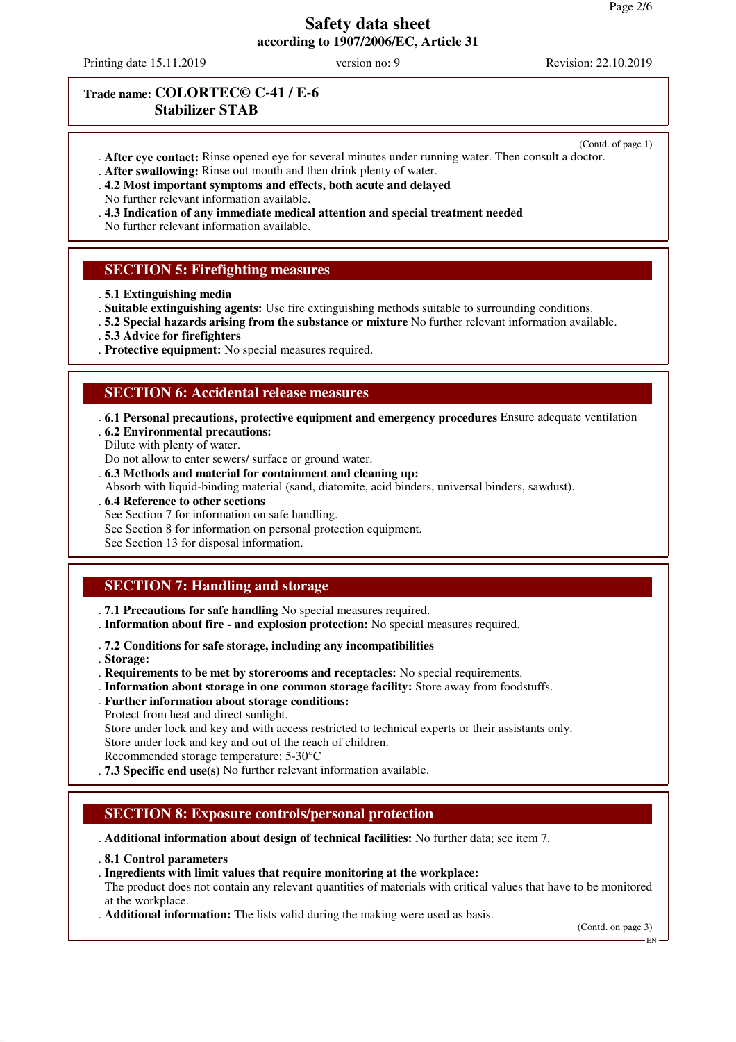**Safety data sheet**
**according to 1907/2006/EC, Article 31**

Printing date 15.11.2019 | version no: 9 | Revision: 22.10.2019

**Trade name: COLORTEC© C-41 / E-6**
**Stabilizer STAB**

(Contd. of page 1)

- **After eye contact:** Rinse opened eye for several minutes under running water. Then consult a doctor.
- **After swallowing:** Rinse out mouth and then drink plenty of water.
- **4.2 Most important symptoms and effects, both acute and delayed**
  No further relevant information available.
- **4.3 Indication of any immediate medical attention and special treatment needed**
  No further relevant information available.

## SECTION 5: Firefighting measures

- **5.1 Extinguishing media**
- **Suitable extinguishing agents:** Use fire extinguishing methods suitable to surrounding conditions.
- **5.2 Special hazards arising from the substance or mixture** No further relevant information available.
- **5.3 Advice for firefighters**
- **Protective equipment:** No special measures required.

## SECTION 6: Accidental release measures

- **6.1 Personal precautions, protective equipment and emergency procedures** Ensure adequate ventilation
- **6.2 Environmental precautions:**
  Dilute with plenty of water.
  Do not allow to enter sewers/ surface or ground water.
- **6.3 Methods and material for containment and cleaning up:**
  Absorb with liquid-binding material (sand, diatomite, acid binders, universal binders, sawdust).
- **6.4 Reference to other sections**
  See Section 7 for information on safe handling.
  See Section 8 for information on personal protection equipment.
  See Section 13 for disposal information.

## SECTION 7: Handling and storage

- **7.1 Precautions for safe handling** No special measures required.
- **Information about fire - and explosion protection:** No special measures required.
- **7.2 Conditions for safe storage, including any incompatibilities**
- **Storage:**
- **Requirements to be met by storerooms and receptacles:** No special requirements.
- **Information about storage in one common storage facility:** Store away from foodstuffs.
- **Further information about storage conditions:**
  Protect from heat and direct sunlight.
  Store under lock and key and with access restricted to technical experts or their assistants only.
  Store under lock and key and out of the reach of children.
  Recommended storage temperature: 5-30°C
- **7.3 Specific end use(s)** No further relevant information available.

## SECTION 8: Exposure controls/personal protection

- **Additional information about design of technical facilities:** No further data; see item 7.
- **8.1 Control parameters**
- **Ingredients with limit values that require monitoring at the workplace:**
  The product does not contain any relevant quantities of materials with critical values that have to be monitored at the workplace.
- **Additional information:** The lists valid during the making were used as basis.

(Contd. on page 3)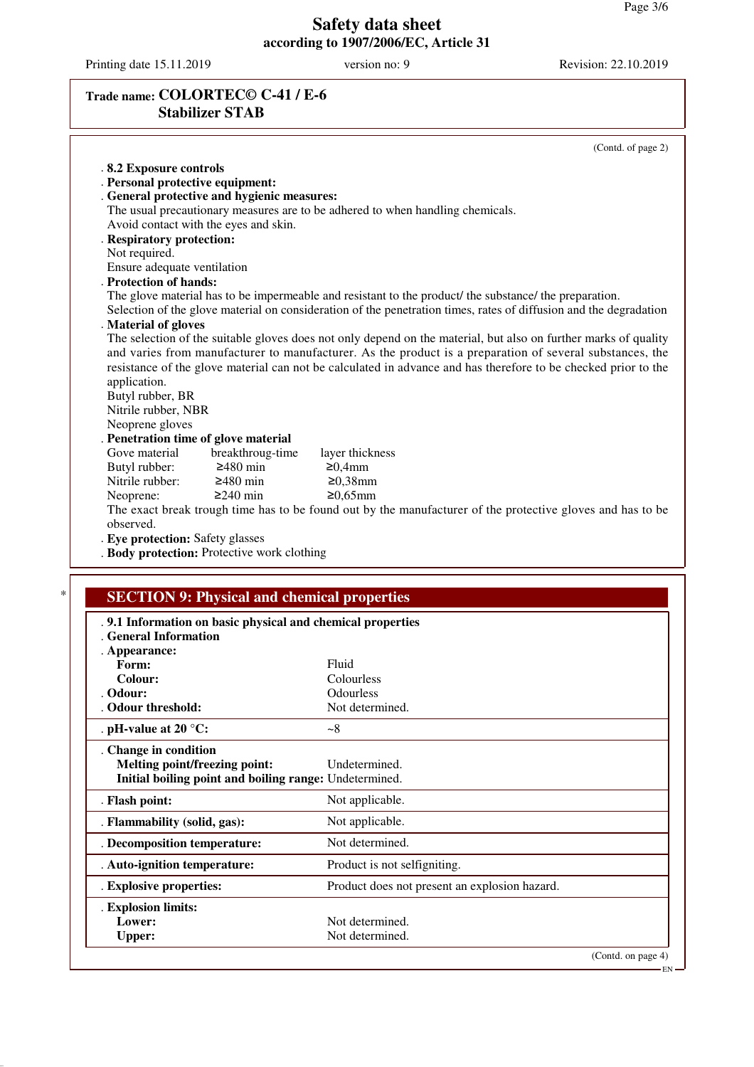**Trade name: COLORTEC© C-41 / E-6**
**Stabilizer STAB**

(Contd. of page 2)

**8.2 Exposure controls**

**Personal protective equipment:**

**General protective and hygienic measures:**
The usual precautionary measures are to be adhered to when handling chemicals.
Avoid contact with the eyes and skin.

**Respiratory protection:**
Not required.
Ensure adequate ventilation

**Protection of hands:**
The glove material has to be impermeable and resistant to the product/ the substance/ the preparation.
Selection of the glove material on consideration of the penetration times, rates of diffusion and the degradation

**Material of gloves**
The selection of the suitable gloves does not only depend on the material, but also on further marks of quality and varies from manufacturer to manufacturer. As the product is a preparation of several substances, the resistance of the glove material can not be calculated in advance and has therefore to be checked prior to the application.
Butyl rubber, BR
Nitrile rubber, NBR
Neoprene gloves

**Penetration time of glove material**

| Gove material | breakthroug-time | layer thickness |
|---|---|---|
| Butyl rubber: | ≥480 min | ≥0,4mm |
| Nitrile rubber: | ≥480 min | ≥0,38mm |
| Neoprene: | ≥240 min | ≥0,65mm |

The exact break trough time has to be found out by the manufacturer of the protective gloves and has to be observed.

**Eye protection:** Safety glasses

**Body protection:** Protective work clothing

## SECTION 9: Physical and chemical properties

**9.1 Information on basic physical and chemical properties**

**General Information**

| | |
|---|---|
| **Appearance:** | |
| **Form:** | Fluid |
| **Colour:** | Colourless |
| **Odour:** | Odourless |
| **Odour threshold:** | Not determined. |
| **pH-value at 20 °C:** | ~8 |
| **Change in condition** | |
| **Melting point/freezing point:** | Undetermined. |
| **Initial boiling point and boiling range:** | Undetermined. |
| **Flash point:** | Not applicable. |
| **Flammability (solid, gas):** | Not applicable. |
| **Decomposition temperature:** | Not determined. |
| **Auto-ignition temperature:** | Product is not selfigniting. |
| **Explosive properties:** | Product does not present an explosion hazard. |
| **Explosion limits:** | |
| **Lower:** | Not determined. |
| **Upper:** | Not determined. |

(Contd. on page 4)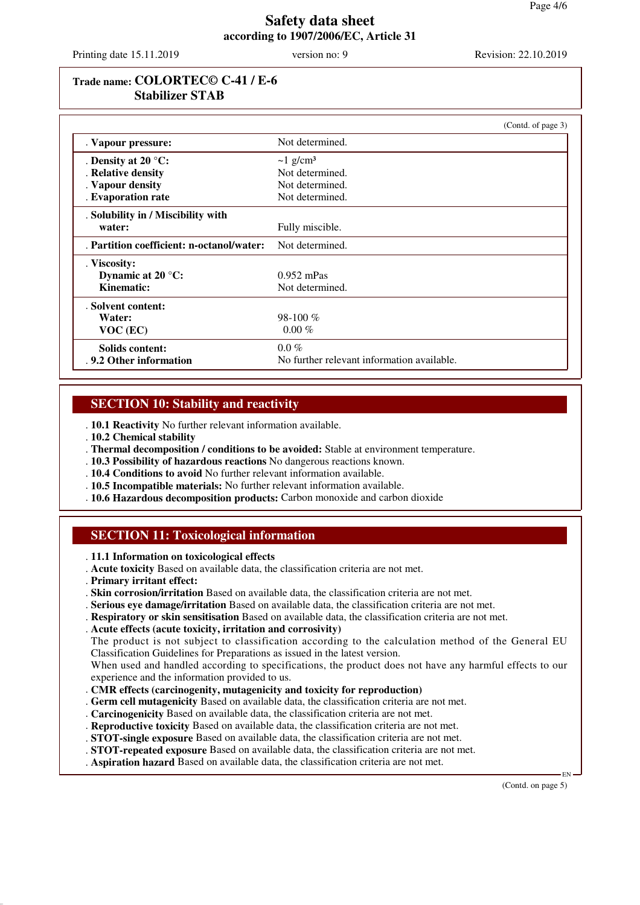**Safety data sheet**
**according to 1907/2006/EC, Article 31**

Printing date 15.11.2019 version no: 9 Revision: 22.10.2019

**Trade name: COLORTEC© C-41 / E-6 Stabilizer STAB**

(Contd. of page 3)

| | |
|---|---|
| . **Vapour pressure:** | Not determined. |
| . **Density at 20 °C:** | ~1 g/cm³ |
| . **Relative density** | Not determined. |
| . **Vapour density** | Not determined. |
| . **Evaporation rate** | Not determined. |
| . **Solubility in / Miscibility with water:** | Fully miscible. |
| . **Partition coefficient: n-octanol/water:** | Not determined. |
| . **Viscosity:** | |
| **Dynamic at 20 °C:** | 0.952 mPas |
| **Kinematic:** | Not determined. |
| . **Solvent content:** | |
| **Water:** | 98-100 % |
| **VOC (EC)** | 0.00 % |
| **Solids content:** | 0.0 % |
| . **9.2 Other information** | No further relevant information available. |

## SECTION 10: Stability and reactivity

. **10.1 Reactivity** No further relevant information available.
. **10.2 Chemical stability**
. **Thermal decomposition / conditions to be avoided:** Stable at environment temperature.
. **10.3 Possibility of hazardous reactions** No dangerous reactions known.
. **10.4 Conditions to avoid** No further relevant information available.
. **10.5 Incompatible materials:** No further relevant information available.
. **10.6 Hazardous decomposition products:** Carbon monoxide and carbon dioxide

## SECTION 11: Toxicological information

. **11.1 Information on toxicological effects**
. **Acute toxicity** Based on available data, the classification criteria are not met.
. **Primary irritant effect:**
. **Skin corrosion/irritation** Based on available data, the classification criteria are not met.
. **Serious eye damage/irritation** Based on available data, the classification criteria are not met.
. **Respiratory or skin sensitisation** Based on available data, the classification criteria are not met.
. **Acute effects (acute toxicity, irritation and corrosivity)**
The product is not subject to classification according to the calculation method of the General EU Classification Guidelines for Preparations as issued in the latest version.
When used and handled according to specifications, the product does not have any harmful effects to our experience and the information provided to us.
. **CMR effects (carcinogenity, mutagenicity and toxicity for reproduction)**
. **Germ cell mutagenicity** Based on available data, the classification criteria are not met.
. **Carcinogenicity** Based on available data, the classification criteria are not met.
. **Reproductive toxicity** Based on available data, the classification criteria are not met.
. **STOT-single exposure** Based on available data, the classification criteria are not met.
. **STOT-repeated exposure** Based on available data, the classification criteria are not met.
. **Aspiration hazard** Based on available data, the classification criteria are not met.

(Contd. on page 5)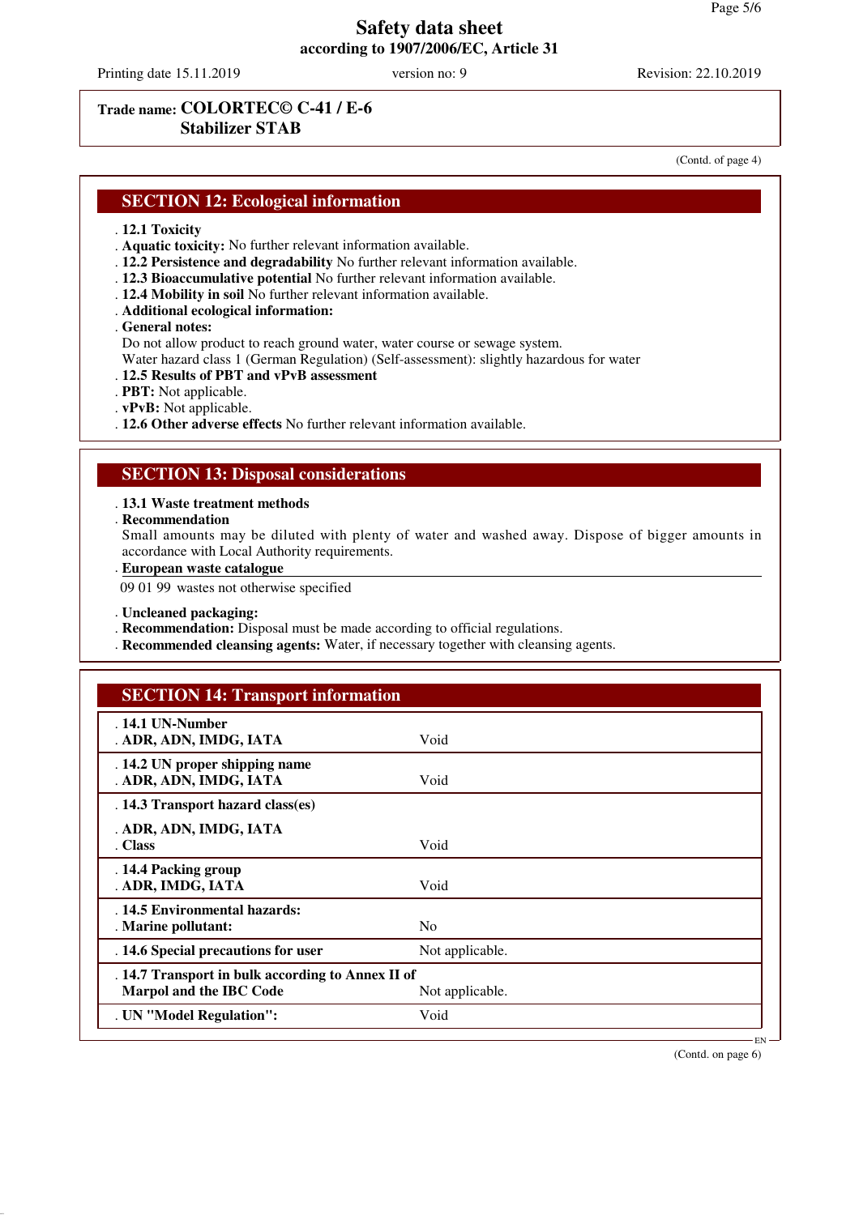**Trade name: COLORTEC© C-41 / E-6**
**Stabilizer STAB**

(Contd. of page 4)

## SECTION 12: Ecological information

- **12.1 Toxicity**
- **Aquatic toxicity:** No further relevant information available.
- **12.2 Persistence and degradability** No further relevant information available.
- **12.3 Bioaccumulative potential** No further relevant information available.
- **12.4 Mobility in soil** No further relevant information available.
- **Additional ecological information:**
- **General notes:**
  Do not allow product to reach ground water, water course or sewage system.
  Water hazard class 1 (German Regulation) (Self-assessment): slightly hazardous for water
- **12.5 Results of PBT and vPvB assessment**
- **PBT:** Not applicable.
- **vPvB:** Not applicable.
- **12.6 Other adverse effects** No further relevant information available.

## SECTION 13: Disposal considerations

- **13.1 Waste treatment methods**
- **Recommendation**
  Small amounts may be diluted with plenty of water and washed away. Dispose of bigger amounts in accordance with Local Authority requirements.
- **European waste catalogue**

09 01 99 wastes not otherwise specified

- **Uncleaned packaging:**
- **Recommendation:** Disposal must be made according to official regulations.
- **Recommended cleansing agents:** Water, if necessary together with cleansing agents.

## SECTION 14: Transport information

| | |
|---|---|
| **14.1 UN-Number** | |
| **ADR, ADN, IMDG, IATA** | Void |
| **14.2 UN proper shipping name** | |
| **ADR, ADN, IMDG, IATA** | Void |
| **14.3 Transport hazard class(es)** | |
| **ADR, ADN, IMDG, IATA** | |
| **Class** | Void |
| **14.4 Packing group** | |
| **ADR, IMDG, IATA** | Void |
| **14.5 Environmental hazards:** | |
| **Marine pollutant:** | No |
| **14.6 Special precautions for user** | Not applicable. |
| **14.7 Transport in bulk according to Annex II of Marpol and the IBC Code** | Not applicable. |
| **UN "Model Regulation":** | Void |

(Contd. on page 6)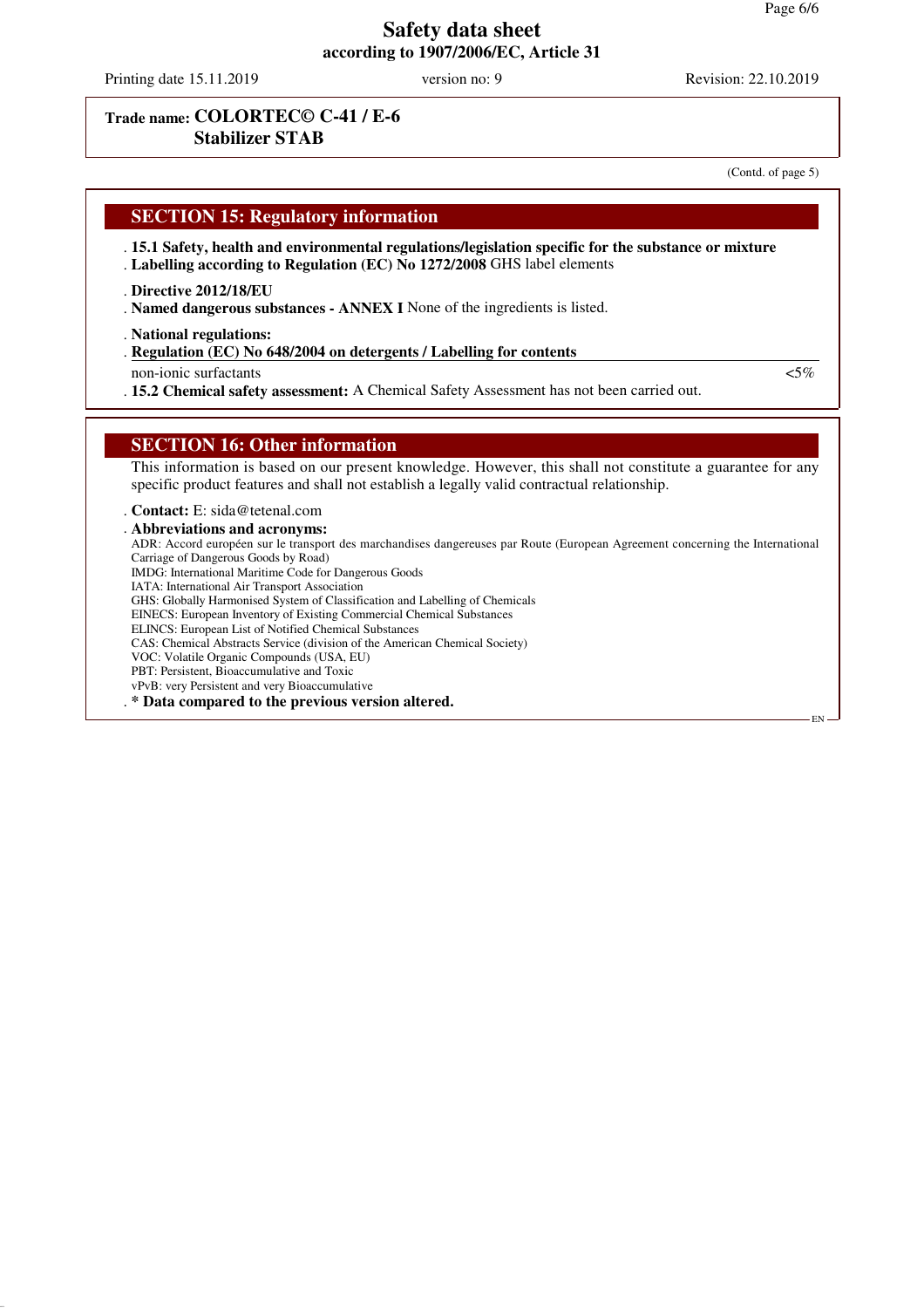Trade name: **COLORTEC© C-41 / E-6**
**Stabilizer STAB**

(Contd. of page 5)

## SECTION 15: Regulatory information

- **15.1 Safety, health and environmental regulations/legislation specific for the substance or mixture**
- **Labelling according to Regulation (EC) No 1272/2008** GHS label elements

- **Directive 2012/18/EU**
- **Named dangerous substances - ANNEX I** None of the ingredients is listed.

- **National regulations:**
- **Regulation (EC) No 648/2004 on detergents / Labelling for contents**

| | |
|---|---|
| non-ionic surfactants | <5% |

- **15.2 Chemical safety assessment:** A Chemical Safety Assessment has not been carried out.

## SECTION 16: Other information

This information is based on our present knowledge. However, this shall not constitute a guarantee for any specific product features and shall not establish a legally valid contractual relationship.

- **Contact:** E: sida@tetenal.com
- **Abbreviations and acronyms:**

ADR: Accord européen sur le transport des marchandises dangereuses par Route (European Agreement concerning the International Carriage of Dangerous Goods by Road)
IMDG: International Maritime Code for Dangerous Goods
IATA: International Air Transport Association
GHS: Globally Harmonised System of Classification and Labelling of Chemicals
EINECS: European Inventory of Existing Commercial Chemical Substances
ELINCS: European List of Notified Chemical Substances
CAS: Chemical Abstracts Service (division of the American Chemical Society)
VOC: Volatile Organic Compounds (USA, EU)
PBT: Persistent, Bioaccumulative and Toxic
vPvB: very Persistent and very Bioaccumulative

- **\* Data compared to the previous version altered.**